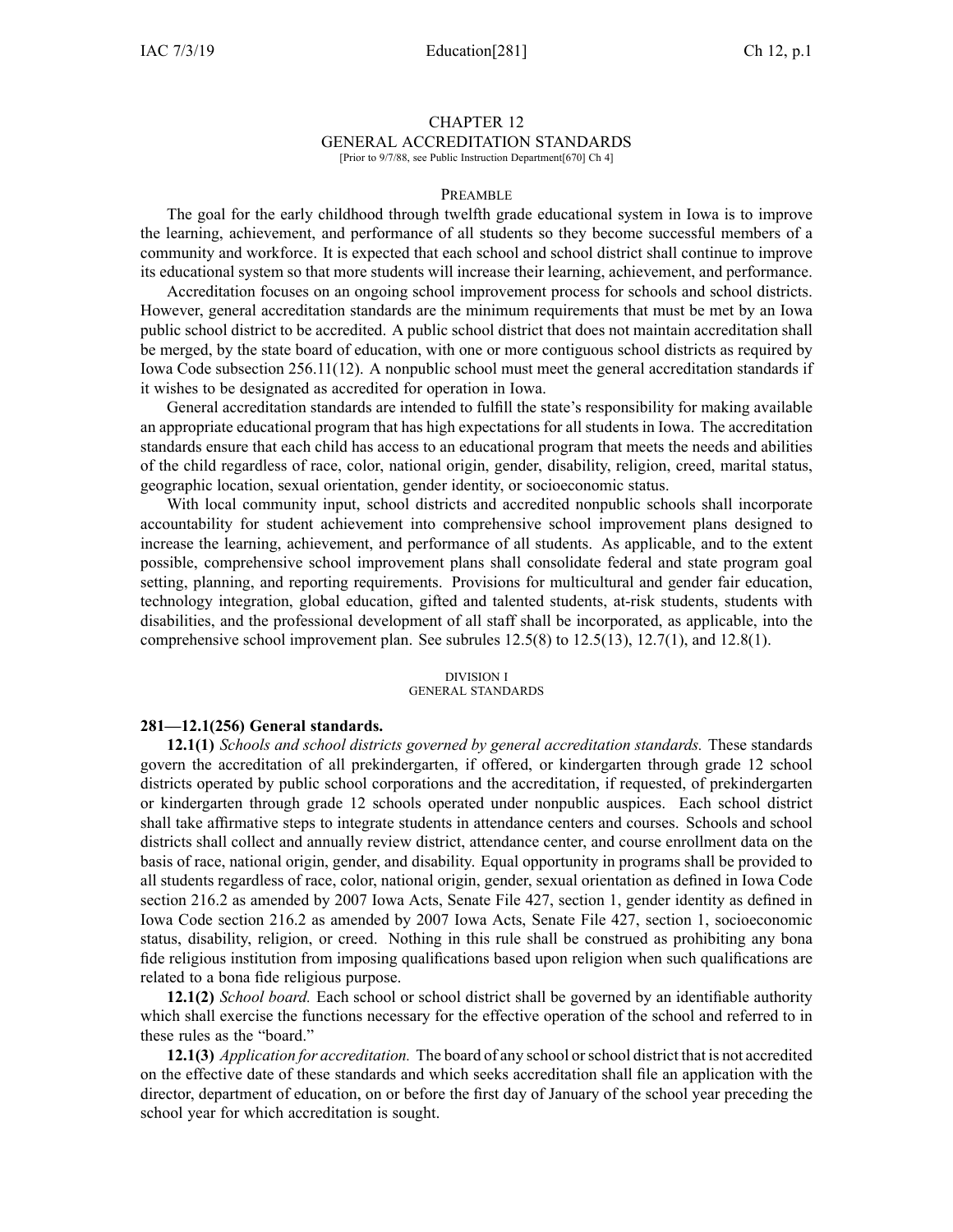# CHAPTER 12
## GENERAL ACCREDITATION STANDARDS

[Prior to 9/7/88, see Public Instruction Department[670] Ch 4]

### PREAMBLE

The goal for the early childhood through twelfth grade educational system in Iowa is to improve the learning, achievement, and performance of all students so they become successful members of a community and workforce. It is expected that each school and school district shall continue to improve its educational system so that more students will increase their learning, achievement, and performance.

Accreditation focuses on an ongoing school improvement process for schools and school districts. However, general accreditation standards are the minimum requirements that must be met by an Iowa public school district to be accredited. A public school district that does not maintain accreditation shall be merged, by the state board of education, with one or more contiguous school districts as required by Iowa Code subsection 256.11(12). A nonpublic school must meet the general accreditation standards if it wishes to be designated as accredited for operation in Iowa.

General accreditation standards are intended to fulfill the state's responsibility for making available an appropriate educational program that has high expectations for all students in Iowa. The accreditation standards ensure that each child has access to an educational program that meets the needs and abilities of the child regardless of race, color, national origin, gender, disability, religion, creed, marital status, geographic location, sexual orientation, gender identity, or socioeconomic status.

With local community input, school districts and accredited nonpublic schools shall incorporate accountability for student achievement into comprehensive school improvement plans designed to increase the learning, achievement, and performance of all students. As applicable, and to the extent possible, comprehensive school improvement plans shall consolidate federal and state program goal setting, planning, and reporting requirements. Provisions for multicultural and gender fair education, technology integration, global education, gifted and talented students, at-risk students, students with disabilities, and the professional development of all staff shall be incorporated, as applicable, into the comprehensive school improvement plan. See subrules 12.5(8) to 12.5(13), 12.7(1), and 12.8(1).

### DIVISION I
### GENERAL STANDARDS

**281—12.1(256) General standards.**

**12.1(1)** *Schools and school districts governed by general accreditation standards.* These standards govern the accreditation of all prekindergarten, if offered, or kindergarten through grade 12 school districts operated by public school corporations and the accreditation, if requested, of prekindergarten or kindergarten through grade 12 schools operated under nonpublic auspices. Each school district shall take affirmative steps to integrate students in attendance centers and courses. Schools and school districts shall collect and annually review district, attendance center, and course enrollment data on the basis of race, national origin, gender, and disability. Equal opportunity in programs shall be provided to all students regardless of race, color, national origin, gender, sexual orientation as defined in Iowa Code section 216.2 as amended by 2007 Iowa Acts, Senate File 427, section 1, gender identity as defined in Iowa Code section 216.2 as amended by 2007 Iowa Acts, Senate File 427, section 1, socioeconomic status, disability, religion, or creed. Nothing in this rule shall be construed as prohibiting any bona fide religious institution from imposing qualifications based upon religion when such qualifications are related to a bona fide religious purpose.

**12.1(2)** *School board.* Each school or school district shall be governed by an identifiable authority which shall exercise the functions necessary for the effective operation of the school and referred to in these rules as the "board."

**12.1(3)** *Application for accreditation.* The board of any school or school district that is not accredited on the effective date of these standards and which seeks accreditation shall file an application with the director, department of education, on or before the first day of January of the school year preceding the school year for which accreditation is sought.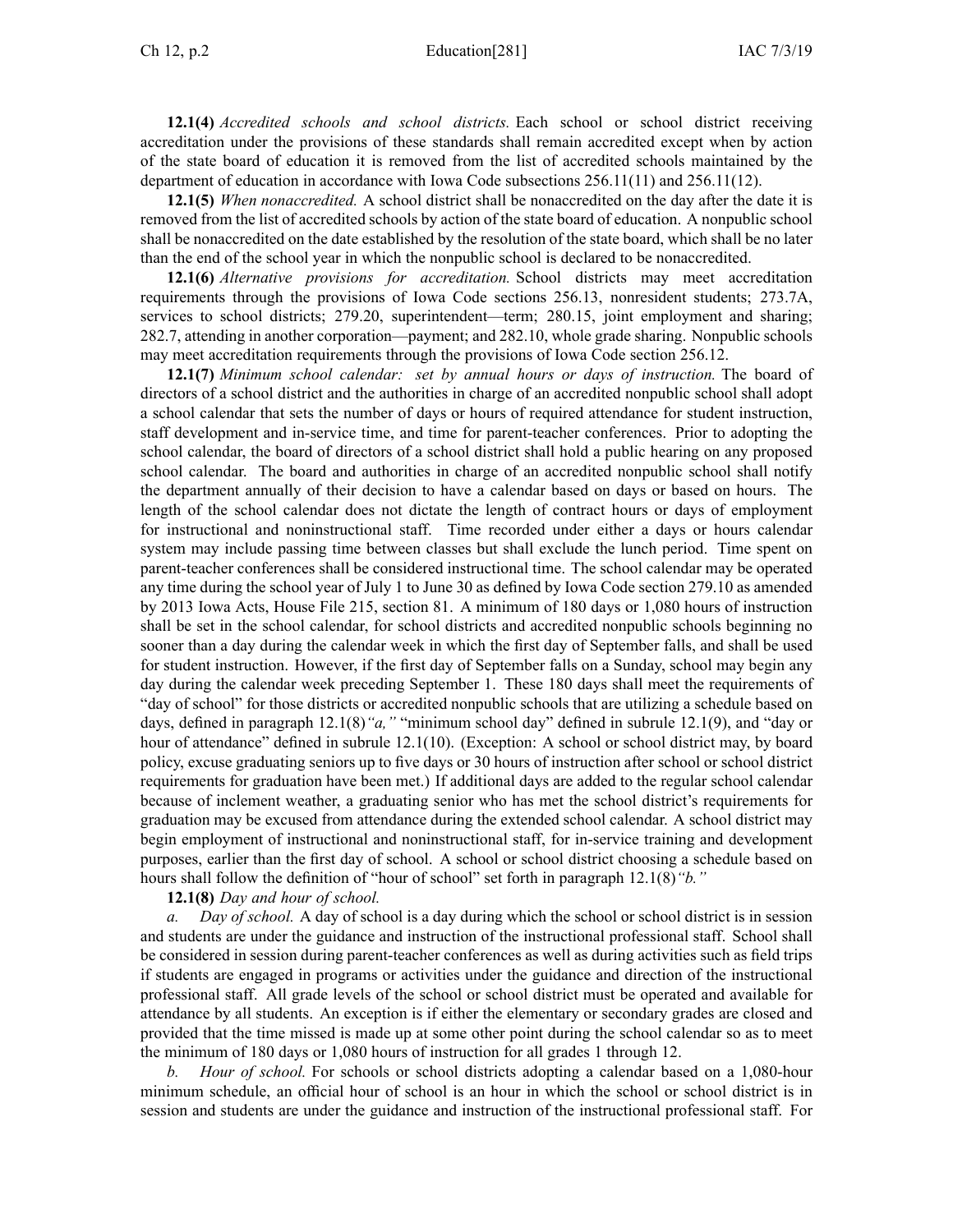**12.1(4)** *Accredited schools and school districts.* Each school or school district receiving accreditation under the provisions of these standards shall remain accredited except when by action of the state board of education it is removed from the list of accredited schools maintained by the department of education in accordance with Iowa Code subsections 256.11(11) and 256.11(12).

**12.1(5)** *When nonaccredited.* A school district shall be nonaccredited on the day after the date it is removed from the list of accredited schools by action of the state board of education. A nonpublic school shall be nonaccredited on the date established by the resolution of the state board, which shall be no later than the end of the school year in which the nonpublic school is declared to be nonaccredited.

**12.1(6)** *Alternative provisions for accreditation.* School districts may meet accreditation requirements through the provisions of Iowa Code sections 256.13, nonresident students; 273.7A, services to school districts; 279.20, superintendent—term; 280.15, joint employment and sharing; 282.7, attending in another corporation—payment; and 282.10, whole grade sharing. Nonpublic schools may meet accreditation requirements through the provisions of Iowa Code section 256.12.

**12.1(7)** *Minimum school calendar: set by annual hours or days of instruction.* The board of directors of a school district and the authorities in charge of an accredited nonpublic school shall adopt a school calendar that sets the number of days or hours of required attendance for student instruction, staff development and in-service time, and time for parent-teacher conferences. Prior to adopting the school calendar, the board of directors of a school district shall hold a public hearing on any proposed school calendar. The board and authorities in charge of an accredited nonpublic school shall notify the department annually of their decision to have a calendar based on days or based on hours. The length of the school calendar does not dictate the length of contract hours or days of employment for instructional and noninstructional staff. Time recorded under either a days or hours calendar system may include passing time between classes but shall exclude the lunch period. Time spent on parent-teacher conferences shall be considered instructional time. The school calendar may be operated any time during the school year of July 1 to June 30 as defined by Iowa Code section 279.10 as amended by 2013 Iowa Acts, House File 215, section 81. A minimum of 180 days or 1,080 hours of instruction shall be set in the school calendar, for school districts and accredited nonpublic schools beginning no sooner than a day during the calendar week in which the first day of September falls, and shall be used for student instruction. However, if the first day of September falls on a Sunday, school may begin any day during the calendar week preceding September 1. These 180 days shall meet the requirements of "day of school" for those districts or accredited nonpublic schools that are utilizing a schedule based on days, defined in paragraph 12.1(8)*"a,"* "minimum school day" defined in subrule 12.1(9), and "day or hour of attendance" defined in subrule 12.1(10). (Exception: A school or school district may, by board policy, excuse graduating seniors up to five days or 30 hours of instruction after school or school district requirements for graduation have been met.) If additional days are added to the regular school calendar because of inclement weather, a graduating senior who has met the school district's requirements for graduation may be excused from attendance during the extended school calendar. A school district may begin employment of instructional and noninstructional staff, for in-service training and development purposes, earlier than the first day of school. A school or school district choosing a schedule based on hours shall follow the definition of "hour of school" set forth in paragraph 12.1(8)*"b."*

**12.1(8)** *Day and hour of school.*

*a. Day of school.* A day of school is a day during which the school or school district is in session and students are under the guidance and instruction of the instructional professional staff. School shall be considered in session during parent-teacher conferences as well as during activities such as field trips if students are engaged in programs or activities under the guidance and direction of the instructional professional staff. All grade levels of the school or school district must be operated and available for attendance by all students. An exception is if either the elementary or secondary grades are closed and provided that the time missed is made up at some other point during the school calendar so as to meet the minimum of 180 days or 1,080 hours of instruction for all grades 1 through 12.

*b. Hour of school.* For schools or school districts adopting a calendar based on a 1,080-hour minimum schedule, an official hour of school is an hour in which the school or school district is in session and students are under the guidance and instruction of the instructional professional staff. For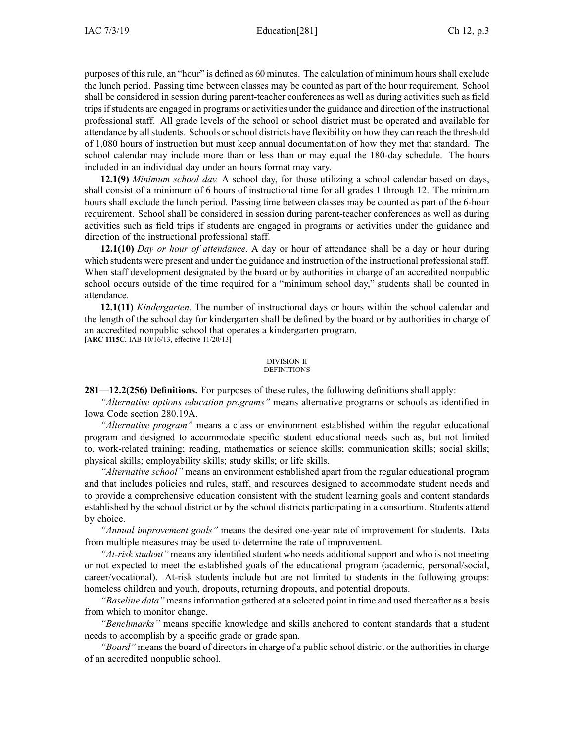purposes of this rule, an "hour" is defined as 60 minutes. The calculation of minimum hours shall exclude the lunch period. Passing time between classes may be counted as part of the hour requirement. School shall be considered in session during parent-teacher conferences as well as during activities such as field trips if students are engaged in programs or activities under the guidance and direction of the instructional professional staff. All grade levels of the school or school district must be operated and available for attendance by all students. Schools or school districts have flexibility on how they can reach the threshold of 1,080 hours of instruction but must keep annual documentation of how they met that standard. The school calendar may include more than or less than or may equal the 180-day schedule. The hours included in an individual day under an hours format may vary.

**12.1(9)** *Minimum school day.* A school day, for those utilizing a school calendar based on days, shall consist of a minimum of 6 hours of instructional time for all grades 1 through 12. The minimum hours shall exclude the lunch period. Passing time between classes may be counted as part of the 6-hour requirement. School shall be considered in session during parent-teacher conferences as well as during activities such as field trips if students are engaged in programs or activities under the guidance and direction of the instructional professional staff.

**12.1(10)** *Day or hour of attendance.* A day or hour of attendance shall be a day or hour during which students were present and under the guidance and instruction of the instructional professional staff. When staff development designated by the board or by authorities in charge of an accredited nonpublic school occurs outside of the time required for a "minimum school day," students shall be counted in attendance.

**12.1(11)** *Kindergarten.* The number of instructional days or hours within the school calendar and the length of the school day for kindergarten shall be defined by the board or by authorities in charge of an accredited nonpublic school that operates a kindergarten program.
[**ARC 1115C**, IAB 10/16/13, effective 11/20/13]

## DIVISION II
## DEFINITIONS

**281—12.2(256) Definitions.** For purposes of these rules, the following definitions shall apply:

*"Alternative options education programs"* means alternative programs or schools as identified in Iowa Code section 280.19A.

*"Alternative program"* means a class or environment established within the regular educational program and designed to accommodate specific student educational needs such as, but not limited to, work-related training; reading, mathematics or science skills; communication skills; social skills; physical skills; employability skills; study skills; or life skills.

*"Alternative school"* means an environment established apart from the regular educational program and that includes policies and rules, staff, and resources designed to accommodate student needs and to provide a comprehensive education consistent with the student learning goals and content standards established by the school district or by the school districts participating in a consortium. Students attend by choice.

*"Annual improvement goals"* means the desired one-year rate of improvement for students. Data from multiple measures may be used to determine the rate of improvement.

*"At-risk student"* means any identified student who needs additional support and who is not meeting or not expected to meet the established goals of the educational program (academic, personal/social, career/vocational). At-risk students include but are not limited to students in the following groups: homeless children and youth, dropouts, returning dropouts, and potential dropouts.

*"Baseline data"* means information gathered at a selected point in time and used thereafter as a basis from which to monitor change.

*"Benchmarks"* means specific knowledge and skills anchored to content standards that a student needs to accomplish by a specific grade or grade span.

*"Board"* means the board of directors in charge of a public school district or the authorities in charge of an accredited nonpublic school.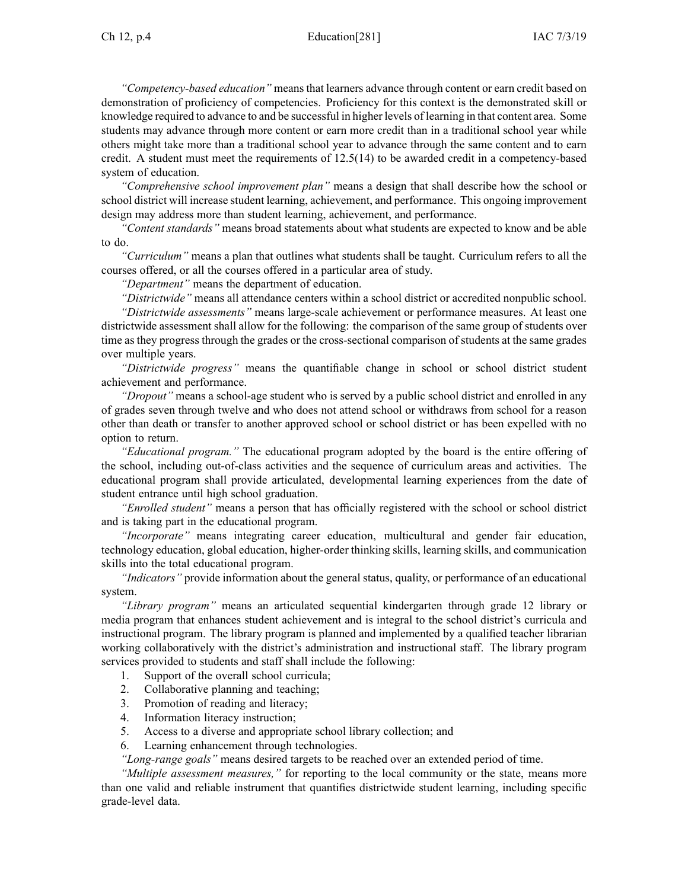*"Competency-based education"* means that learners advance through content or earn credit based on demonstration of proficiency of competencies. Proficiency for this context is the demonstrated skill or knowledge required to advance to and be successful in higher levels of learning in that content area. Some students may advance through more content or earn more credit than in a traditional school year while others might take more than a traditional school year to advance through the same content and to earn credit. A student must meet the requirements of 12.5(14) to be awarded credit in a competency-based system of education.

*"Comprehensive school improvement plan"* means a design that shall describe how the school or school district will increase student learning, achievement, and performance. This ongoing improvement design may address more than student learning, achievement, and performance.

*"Content standards"* means broad statements about what students are expected to know and be able to do.

*"Curriculum"* means a plan that outlines what students shall be taught. Curriculum refers to all the courses offered, or all the courses offered in a particular area of study.

*"Department"* means the department of education.

*"Districtwide"* means all attendance centers within a school district or accredited nonpublic school.

*"Districtwide assessments"* means large-scale achievement or performance measures. At least one districtwide assessment shall allow for the following: the comparison of the same group of students over time as they progress through the grades or the cross-sectional comparison of students at the same grades over multiple years.

*"Districtwide progress"* means the quantifiable change in school or school district student achievement and performance.

*"Dropout"* means a school-age student who is served by a public school district and enrolled in any of grades seven through twelve and who does not attend school or withdraws from school for a reason other than death or transfer to another approved school or school district or has been expelled with no option to return.

*"Educational program."* The educational program adopted by the board is the entire offering of the school, including out-of-class activities and the sequence of curriculum areas and activities. The educational program shall provide articulated, developmental learning experiences from the date of student entrance until high school graduation.

*"Enrolled student"* means a person that has officially registered with the school or school district and is taking part in the educational program.

*"Incorporate"* means integrating career education, multicultural and gender fair education, technology education, global education, higher-order thinking skills, learning skills, and communication skills into the total educational program.

*"Indicators"* provide information about the general status, quality, or performance of an educational system.

*"Library program"* means an articulated sequential kindergarten through grade 12 library or media program that enhances student achievement and is integral to the school district's curricula and instructional program. The library program is planned and implemented by a qualified teacher librarian working collaboratively with the district's administration and instructional staff. The library program services provided to students and staff shall include the following:

1. Support of the overall school curricula;
2. Collaborative planning and teaching;
3. Promotion of reading and literacy;
4. Information literacy instruction;
5. Access to a diverse and appropriate school library collection; and
6. Learning enhancement through technologies.

*"Long-range goals"* means desired targets to be reached over an extended period of time.

*"Multiple assessment measures,"* for reporting to the local community or the state, means more than one valid and reliable instrument that quantifies districtwide student learning, including specific grade-level data.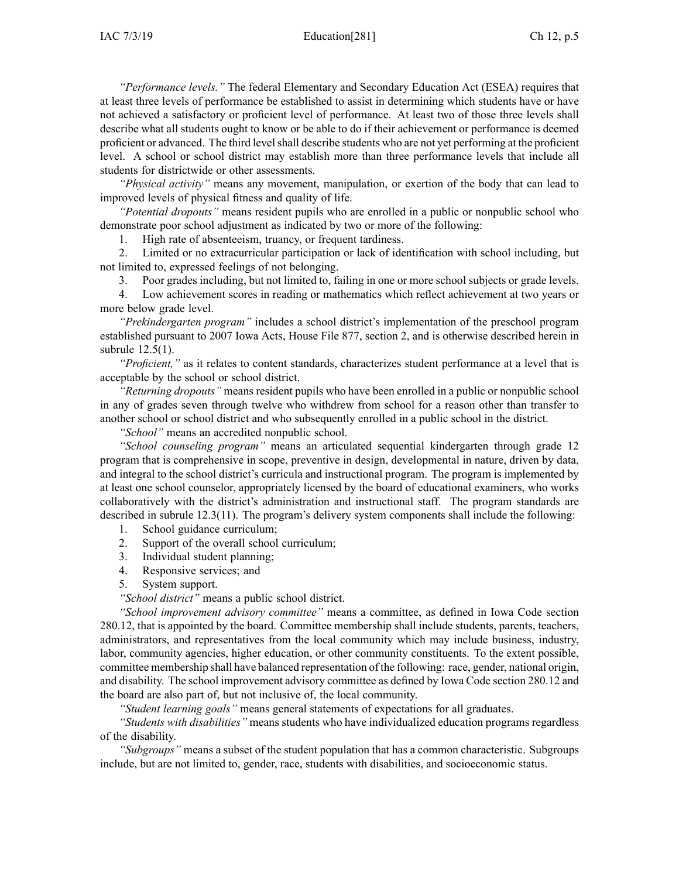*"Performance levels."* The federal Elementary and Secondary Education Act (ESEA) requires that at least three levels of performance be established to assist in determining which students have or have not achieved a satisfactory or proficient level of performance. At least two of those three levels shall describe what all students ought to know or be able to do if their achievement or performance is deemed proficient or advanced. The third level shall describe students who are not yet performing at the proficient level. A school or school district may establish more than three performance levels that include all students for districtwide or other assessments.

*"Physical activity"* means any movement, manipulation, or exertion of the body that can lead to improved levels of physical fitness and quality of life.

*"Potential dropouts"* means resident pupils who are enrolled in a public or nonpublic school who demonstrate poor school adjustment as indicated by two or more of the following:

1. High rate of absenteeism, truancy, or frequent tardiness.
2. Limited or no extracurricular participation or lack of identification with school including, but not limited to, expressed feelings of not belonging.
3. Poor grades including, but not limited to, failing in one or more school subjects or grade levels.
4. Low achievement scores in reading or mathematics which reflect achievement at two years or more below grade level.

*"Prekindergarten program"* includes a school district's implementation of the preschool program established pursuant to 2007 Iowa Acts, House File 877, section 2, and is otherwise described herein in subrule 12.5(1).

*"Proficient,"* as it relates to content standards, characterizes student performance at a level that is acceptable by the school or school district.

*"Returning dropouts"* means resident pupils who have been enrolled in a public or nonpublic school in any of grades seven through twelve who withdrew from school for a reason other than transfer to another school or school district and who subsequently enrolled in a public school in the district.

*"School"* means an accredited nonpublic school.

*"School counseling program"* means an articulated sequential kindergarten through grade 12 program that is comprehensive in scope, preventive in design, developmental in nature, driven by data, and integral to the school district's curricula and instructional program. The program is implemented by at least one school counselor, appropriately licensed by the board of educational examiners, who works collaboratively with the district's administration and instructional staff. The program standards are described in subrule 12.3(11). The program's delivery system components shall include the following:

1. School guidance curriculum;
2. Support of the overall school curriculum;
3. Individual student planning;
4. Responsive services; and
5. System support.

*"School district"* means a public school district.

*"School improvement advisory committee"* means a committee, as defined in Iowa Code section 280.12, that is appointed by the board. Committee membership shall include students, parents, teachers, administrators, and representatives from the local community which may include business, industry, labor, community agencies, higher education, or other community constituents. To the extent possible, committee membership shall have balanced representation of the following: race, gender, national origin, and disability. The school improvement advisory committee as defined by Iowa Code section 280.12 and the board are also part of, but not inclusive of, the local community.

*"Student learning goals"* means general statements of expectations for all graduates.

*"Students with disabilities"* means students who have individualized education programs regardless of the disability.

*"Subgroups"* means a subset of the student population that has a common characteristic. Subgroups include, but are not limited to, gender, race, students with disabilities, and socioeconomic status.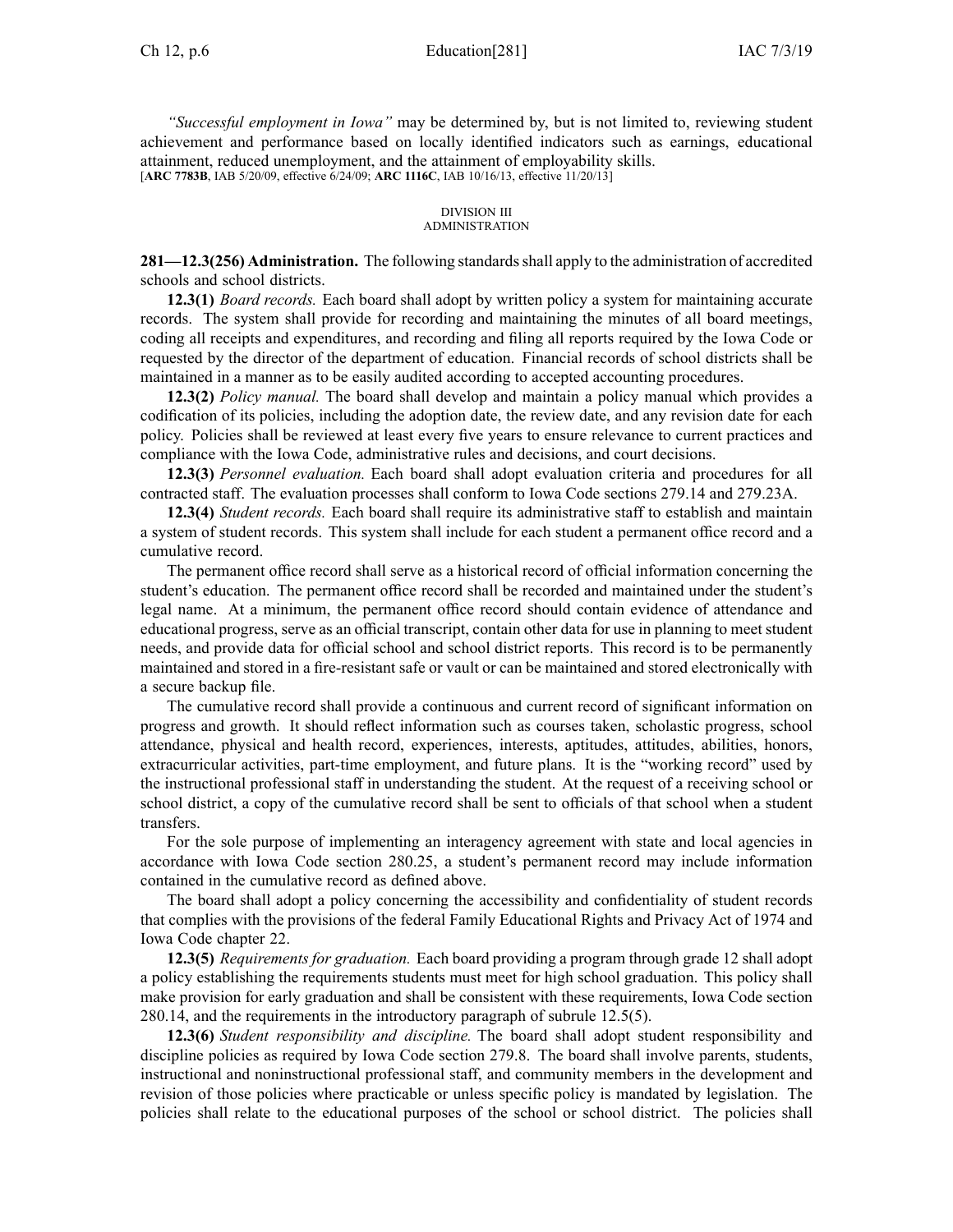*"Successful employment in Iowa"* may be determined by, but is not limited to, reviewing student achievement and performance based on locally identified indicators such as earnings, educational attainment, reduced unemployment, and the attainment of employability skills.
[**ARC 7783B**, IAB 5/20/09, effective 6/24/09; **ARC 1116C**, IAB 10/16/13, effective 11/20/13]

## DIVISION III
## ADMINISTRATION

**281—12.3(256) Administration.** The following standards shall apply to the administration of accredited schools and school districts.

**12.3(1)** *Board records.* Each board shall adopt by written policy a system for maintaining accurate records. The system shall provide for recording and maintaining the minutes of all board meetings, coding all receipts and expenditures, and recording and filing all reports required by the Iowa Code or requested by the director of the department of education. Financial records of school districts shall be maintained in a manner as to be easily audited according to accepted accounting procedures.

**12.3(2)** *Policy manual.* The board shall develop and maintain a policy manual which provides a codification of its policies, including the adoption date, the review date, and any revision date for each policy. Policies shall be reviewed at least every five years to ensure relevance to current practices and compliance with the Iowa Code, administrative rules and decisions, and court decisions.

**12.3(3)** *Personnel evaluation.* Each board shall adopt evaluation criteria and procedures for all contracted staff. The evaluation processes shall conform to Iowa Code sections 279.14 and 279.23A.

**12.3(4)** *Student records.* Each board shall require its administrative staff to establish and maintain a system of student records. This system shall include for each student a permanent office record and a cumulative record.

The permanent office record shall serve as a historical record of official information concerning the student's education. The permanent office record shall be recorded and maintained under the student's legal name. At a minimum, the permanent office record should contain evidence of attendance and educational progress, serve as an official transcript, contain other data for use in planning to meet student needs, and provide data for official school and school district reports. This record is to be permanently maintained and stored in a fire-resistant safe or vault or can be maintained and stored electronically with a secure backup file.

The cumulative record shall provide a continuous and current record of significant information on progress and growth. It should reflect information such as courses taken, scholastic progress, school attendance, physical and health record, experiences, interests, aptitudes, attitudes, abilities, honors, extracurricular activities, part-time employment, and future plans. It is the "working record" used by the instructional professional staff in understanding the student. At the request of a receiving school or school district, a copy of the cumulative record shall be sent to officials of that school when a student transfers.

For the sole purpose of implementing an interagency agreement with state and local agencies in accordance with Iowa Code section 280.25, a student's permanent record may include information contained in the cumulative record as defined above.

The board shall adopt a policy concerning the accessibility and confidentiality of student records that complies with the provisions of the federal Family Educational Rights and Privacy Act of 1974 and Iowa Code chapter 22.

**12.3(5)** *Requirements for graduation.* Each board providing a program through grade 12 shall adopt a policy establishing the requirements students must meet for high school graduation. This policy shall make provision for early graduation and shall be consistent with these requirements, Iowa Code section 280.14, and the requirements in the introductory paragraph of subrule 12.5(5).

**12.3(6)** *Student responsibility and discipline.* The board shall adopt student responsibility and discipline policies as required by Iowa Code section 279.8. The board shall involve parents, students, instructional and noninstructional professional staff, and community members in the development and revision of those policies where practicable or unless specific policy is mandated by legislation. The policies shall relate to the educational purposes of the school or school district. The policies shall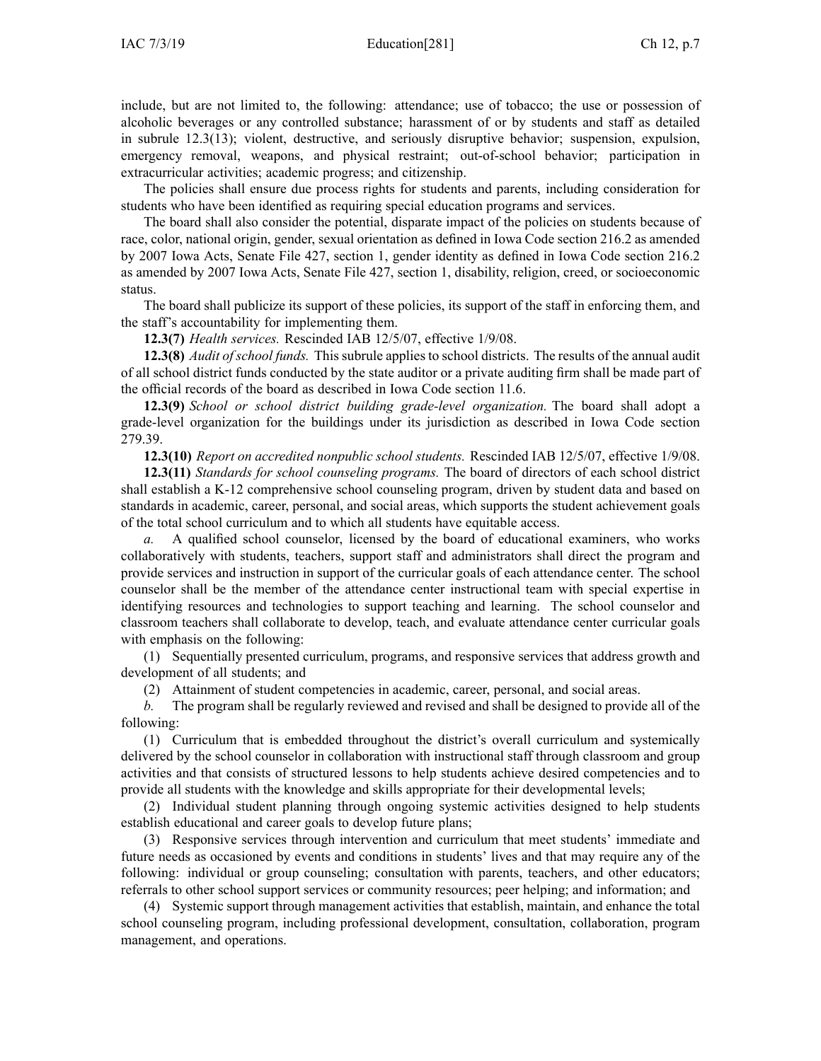include, but are not limited to, the following: attendance; use of tobacco; the use or possession of alcoholic beverages or any controlled substance; harassment of or by students and staff as detailed in subrule 12.3(13); violent, destructive, and seriously disruptive behavior; suspension, expulsion, emergency removal, weapons, and physical restraint; out-of-school behavior; participation in extracurricular activities; academic progress; and citizenship.

The policies shall ensure due process rights for students and parents, including consideration for students who have been identified as requiring special education programs and services.

The board shall also consider the potential, disparate impact of the policies on students because of race, color, national origin, gender, sexual orientation as defined in Iowa Code section 216.2 as amended by 2007 Iowa Acts, Senate File 427, section 1, gender identity as defined in Iowa Code section 216.2 as amended by 2007 Iowa Acts, Senate File 427, section 1, disability, religion, creed, or socioeconomic status.

The board shall publicize its support of these policies, its support of the staff in enforcing them, and the staff's accountability for implementing them.

**12.3(7)** *Health services.* Rescinded IAB 12/5/07, effective 1/9/08.

**12.3(8)** *Audit of school funds.* This subrule applies to school districts. The results of the annual audit of all school district funds conducted by the state auditor or a private auditing firm shall be made part of the official records of the board as described in Iowa Code section 11.6.

**12.3(9)** *School or school district building grade-level organization.* The board shall adopt a grade-level organization for the buildings under its jurisdiction as described in Iowa Code section 279.39.

**12.3(10)** *Report on accredited nonpublic school students.* Rescinded IAB 12/5/07, effective 1/9/08.

**12.3(11)** *Standards for school counseling programs.* The board of directors of each school district shall establish a K-12 comprehensive school counseling program, driven by student data and based on standards in academic, career, personal, and social areas, which supports the student achievement goals of the total school curriculum and to which all students have equitable access.

*a.* A qualified school counselor, licensed by the board of educational examiners, who works collaboratively with students, teachers, support staff and administrators shall direct the program and provide services and instruction in support of the curricular goals of each attendance center. The school counselor shall be the member of the attendance center instructional team with special expertise in identifying resources and technologies to support teaching and learning. The school counselor and classroom teachers shall collaborate to develop, teach, and evaluate attendance center curricular goals with emphasis on the following:

(1) Sequentially presented curriculum, programs, and responsive services that address growth and development of all students; and

(2) Attainment of student competencies in academic, career, personal, and social areas.

*b.* The program shall be regularly reviewed and revised and shall be designed to provide all of the following:

(1) Curriculum that is embedded throughout the district's overall curriculum and systemically delivered by the school counselor in collaboration with instructional staff through classroom and group activities and that consists of structured lessons to help students achieve desired competencies and to provide all students with the knowledge and skills appropriate for their developmental levels;

(2) Individual student planning through ongoing systemic activities designed to help students establish educational and career goals to develop future plans;

(3) Responsive services through intervention and curriculum that meet students' immediate and future needs as occasioned by events and conditions in students' lives and that may require any of the following: individual or group counseling; consultation with parents, teachers, and other educators; referrals to other school support services or community resources; peer helping; and information; and

(4) Systemic support through management activities that establish, maintain, and enhance the total school counseling program, including professional development, consultation, collaboration, program management, and operations.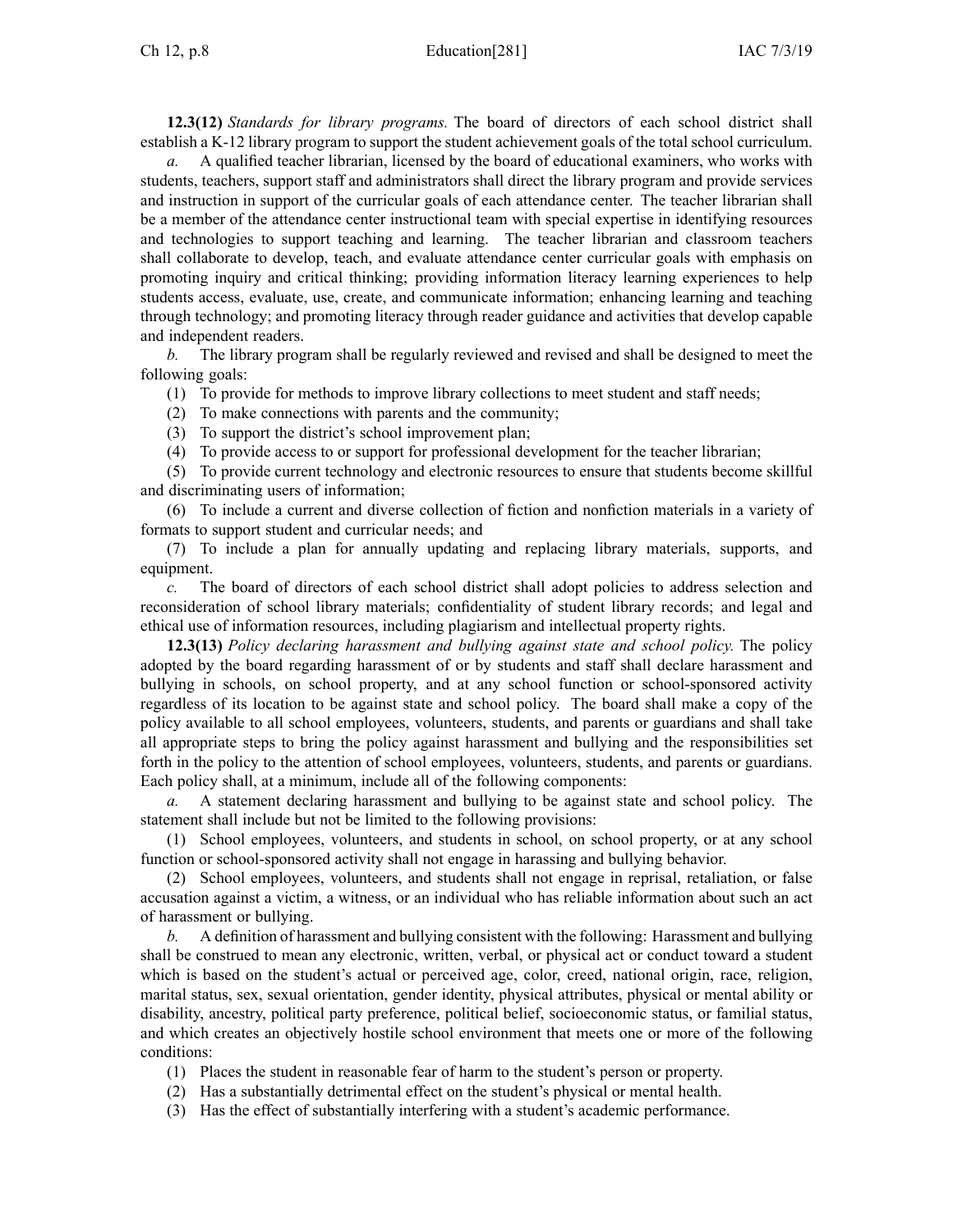**12.3(12)** *Standards for library programs.* The board of directors of each school district shall establish a K-12 library program to support the student achievement goals of the total school curriculum.

*a.* A qualified teacher librarian, licensed by the board of educational examiners, who works with students, teachers, support staff and administrators shall direct the library program and provide services and instruction in support of the curricular goals of each attendance center. The teacher librarian shall be a member of the attendance center instructional team with special expertise in identifying resources and technologies to support teaching and learning. The teacher librarian and classroom teachers shall collaborate to develop, teach, and evaluate attendance center curricular goals with emphasis on promoting inquiry and critical thinking; providing information literacy learning experiences to help students access, evaluate, use, create, and communicate information; enhancing learning and teaching through technology; and promoting literacy through reader guidance and activities that develop capable and independent readers.

*b.* The library program shall be regularly reviewed and revised and shall be designed to meet the following goals:

(1) To provide for methods to improve library collections to meet student and staff needs;

(2) To make connections with parents and the community;

(3) To support the district's school improvement plan;

(4) To provide access to or support for professional development for the teacher librarian;

(5) To provide current technology and electronic resources to ensure that students become skillful and discriminating users of information;

(6) To include a current and diverse collection of fiction and nonfiction materials in a variety of formats to support student and curricular needs; and

(7) To include a plan for annually updating and replacing library materials, supports, and equipment.

*c.* The board of directors of each school district shall adopt policies to address selection and reconsideration of school library materials; confidentiality of student library records; and legal and ethical use of information resources, including plagiarism and intellectual property rights.

**12.3(13)** *Policy declaring harassment and bullying against state and school policy.* The policy adopted by the board regarding harassment of or by students and staff shall declare harassment and bullying in schools, on school property, and at any school function or school-sponsored activity regardless of its location to be against state and school policy. The board shall make a copy of the policy available to all school employees, volunteers, students, and parents or guardians and shall take all appropriate steps to bring the policy against harassment and bullying and the responsibilities set forth in the policy to the attention of school employees, volunteers, students, and parents or guardians. Each policy shall, at a minimum, include all of the following components:

*a.* A statement declaring harassment and bullying to be against state and school policy. The statement shall include but not be limited to the following provisions:

(1) School employees, volunteers, and students in school, on school property, or at any school function or school-sponsored activity shall not engage in harassing and bullying behavior.

(2) School employees, volunteers, and students shall not engage in reprisal, retaliation, or false accusation against a victim, a witness, or an individual who has reliable information about such an act of harassment or bullying.

*b.* A definition of harassment and bullying consistent with the following: Harassment and bullying shall be construed to mean any electronic, written, verbal, or physical act or conduct toward a student which is based on the student's actual or perceived age, color, creed, national origin, race, religion, marital status, sex, sexual orientation, gender identity, physical attributes, physical or mental ability or disability, ancestry, political party preference, political belief, socioeconomic status, or familial status, and which creates an objectively hostile school environment that meets one or more of the following conditions:

(1) Places the student in reasonable fear of harm to the student's person or property.

(2) Has a substantially detrimental effect on the student's physical or mental health.

(3) Has the effect of substantially interfering with a student's academic performance.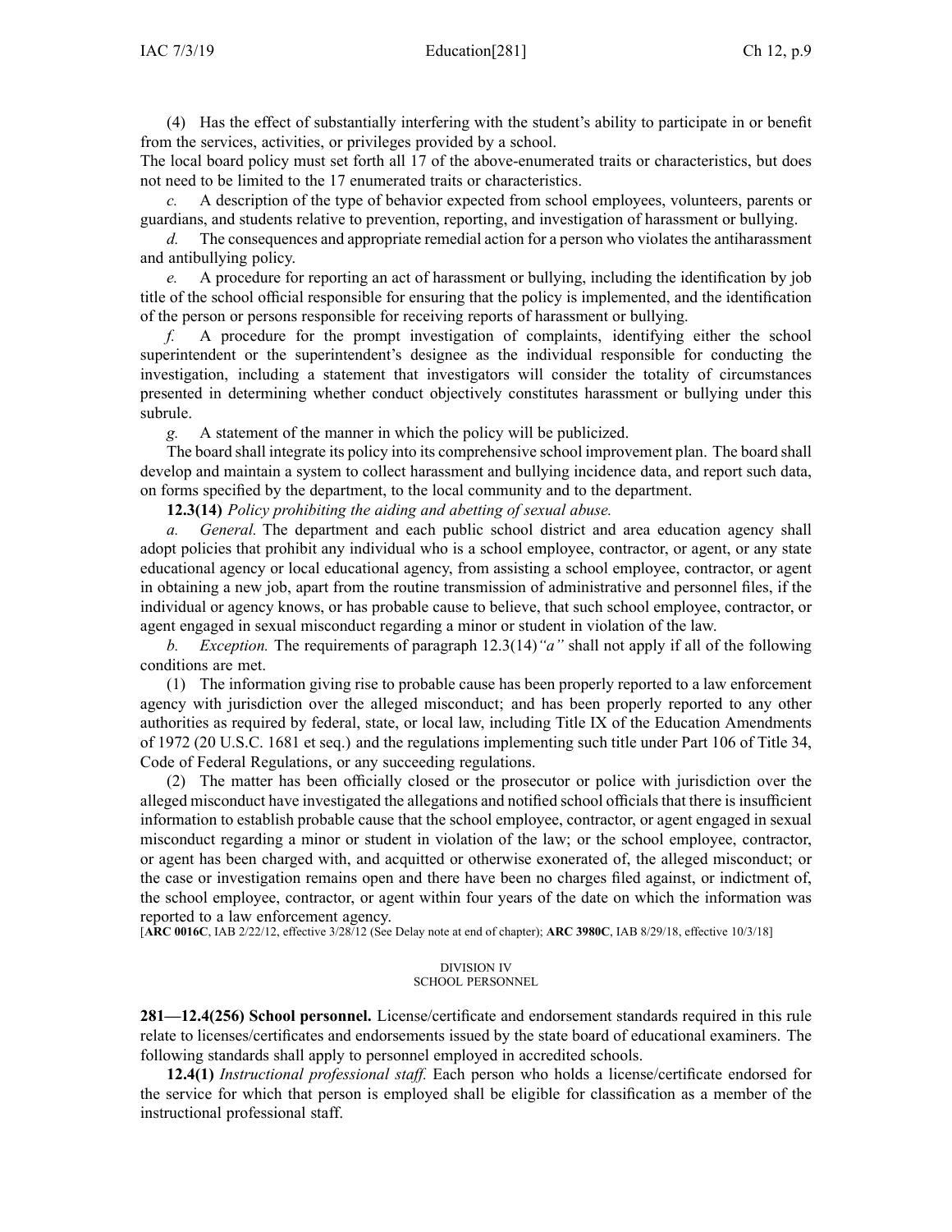(4) Has the effect of substantially interfering with the student's ability to participate in or benefit from the services, activities, or privileges provided by a school.

The local board policy must set forth all 17 of the above-enumerated traits or characteristics, but does not need to be limited to the 17 enumerated traits or characteristics.

*c.* A description of the type of behavior expected from school employees, volunteers, parents or guardians, and students relative to prevention, reporting, and investigation of harassment or bullying.

*d.* The consequences and appropriate remedial action for a person who violates the antiharassment and antibullying policy.

*e.* A procedure for reporting an act of harassment or bullying, including the identification by job title of the school official responsible for ensuring that the policy is implemented, and the identification of the person or persons responsible for receiving reports of harassment or bullying.

*f.* A procedure for the prompt investigation of complaints, identifying either the school superintendent or the superintendent's designee as the individual responsible for conducting the investigation, including a statement that investigators will consider the totality of circumstances presented in determining whether conduct objectively constitutes harassment or bullying under this subrule.

*g.* A statement of the manner in which the policy will be publicized.

The board shall integrate its policy into its comprehensive school improvement plan. The board shall develop and maintain a system to collect harassment and bullying incidence data, and report such data, on forms specified by the department, to the local community and to the department.

**12.3(14)** *Policy prohibiting the aiding and abetting of sexual abuse.*

*a. General.* The department and each public school district and area education agency shall adopt policies that prohibit any individual who is a school employee, contractor, or agent, or any state educational agency or local educational agency, from assisting a school employee, contractor, or agent in obtaining a new job, apart from the routine transmission of administrative and personnel files, if the individual or agency knows, or has probable cause to believe, that such school employee, contractor, or agent engaged in sexual misconduct regarding a minor or student in violation of the law.

*b. Exception.* The requirements of paragraph 12.3(14)*"a"* shall not apply if all of the following conditions are met.

(1) The information giving rise to probable cause has been properly reported to a law enforcement agency with jurisdiction over the alleged misconduct; and has been properly reported to any other authorities as required by federal, state, or local law, including Title IX of the Education Amendments of 1972 (20 U.S.C. 1681 et seq.) and the regulations implementing such title under Part 106 of Title 34, Code of Federal Regulations, or any succeeding regulations.

(2) The matter has been officially closed or the prosecutor or police with jurisdiction over the alleged misconduct have investigated the allegations and notified school officials that there is insufficient information to establish probable cause that the school employee, contractor, or agent engaged in sexual misconduct regarding a minor or student in violation of the law; or the school employee, contractor, or agent has been charged with, and acquitted or otherwise exonerated of, the alleged misconduct; or the case or investigation remains open and there have been no charges filed against, or indictment of, the school employee, contractor, or agent within four years of the date on which the information was reported to a law enforcement agency.

[**ARC 0016C**, IAB 2/22/12, effective 3/28/12 (See Delay note at end of chapter); **ARC 3980C**, IAB 8/29/18, effective 10/3/18]

DIVISION IV
SCHOOL PERSONNEL

**281—12.4(256) School personnel.** License/certificate and endorsement standards required in this rule relate to licenses/certificates and endorsements issued by the state board of educational examiners. The following standards shall apply to personnel employed in accredited schools.

**12.4(1)** *Instructional professional staff.* Each person who holds a license/certificate endorsed for the service for which that person is employed shall be eligible for classification as a member of the instructional professional staff.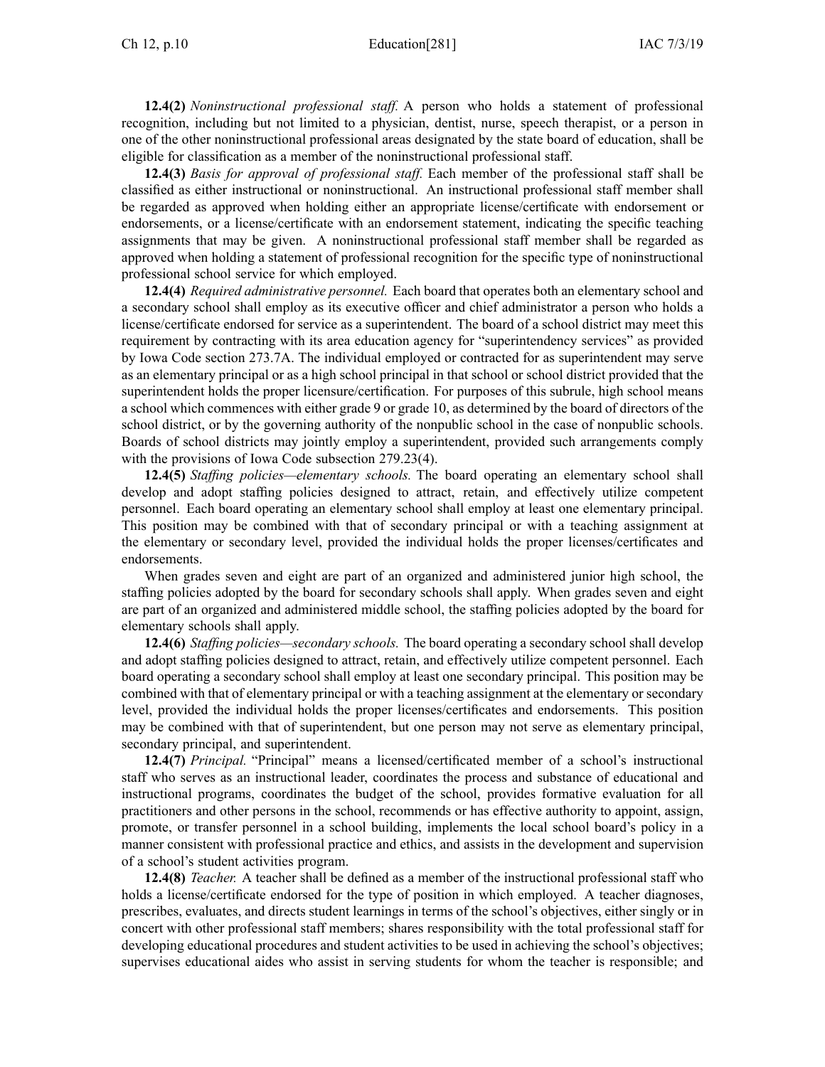**12.4(2)** *Noninstructional professional staff.* A person who holds a statement of professional recognition, including but not limited to a physician, dentist, nurse, speech therapist, or a person in one of the other noninstructional professional areas designated by the state board of education, shall be eligible for classification as a member of the noninstructional professional staff.

**12.4(3)** *Basis for approval of professional staff.* Each member of the professional staff shall be classified as either instructional or noninstructional. An instructional professional staff member shall be regarded as approved when holding either an appropriate license/certificate with endorsement or endorsements, or a license/certificate with an endorsement statement, indicating the specific teaching assignments that may be given. A noninstructional professional staff member shall be regarded as approved when holding a statement of professional recognition for the specific type of noninstructional professional school service for which employed.

**12.4(4)** *Required administrative personnel.* Each board that operates both an elementary school and a secondary school shall employ as its executive officer and chief administrator a person who holds a license/certificate endorsed for service as a superintendent. The board of a school district may meet this requirement by contracting with its area education agency for "superintendency services" as provided by Iowa Code section 273.7A. The individual employed or contracted for as superintendent may serve as an elementary principal or as a high school principal in that school or school district provided that the superintendent holds the proper licensure/certification. For purposes of this subrule, high school means a school which commences with either grade 9 or grade 10, as determined by the board of directors of the school district, or by the governing authority of the nonpublic school in the case of nonpublic schools. Boards of school districts may jointly employ a superintendent, provided such arrangements comply with the provisions of Iowa Code subsection 279.23(4).

**12.4(5)** *Staffing policies—elementary schools.* The board operating an elementary school shall develop and adopt staffing policies designed to attract, retain, and effectively utilize competent personnel. Each board operating an elementary school shall employ at least one elementary principal. This position may be combined with that of secondary principal or with a teaching assignment at the elementary or secondary level, provided the individual holds the proper licenses/certificates and endorsements.

When grades seven and eight are part of an organized and administered junior high school, the staffing policies adopted by the board for secondary schools shall apply. When grades seven and eight are part of an organized and administered middle school, the staffing policies adopted by the board for elementary schools shall apply.

**12.4(6)** *Staffing policies—secondary schools.* The board operating a secondary school shall develop and adopt staffing policies designed to attract, retain, and effectively utilize competent personnel. Each board operating a secondary school shall employ at least one secondary principal. This position may be combined with that of elementary principal or with a teaching assignment at the elementary or secondary level, provided the individual holds the proper licenses/certificates and endorsements. This position may be combined with that of superintendent, but one person may not serve as elementary principal, secondary principal, and superintendent.

**12.4(7)** *Principal.* "Principal" means a licensed/certificated member of a school's instructional staff who serves as an instructional leader, coordinates the process and substance of educational and instructional programs, coordinates the budget of the school, provides formative evaluation for all practitioners and other persons in the school, recommends or has effective authority to appoint, assign, promote, or transfer personnel in a school building, implements the local school board's policy in a manner consistent with professional practice and ethics, and assists in the development and supervision of a school's student activities program.

**12.4(8)** *Teacher.* A teacher shall be defined as a member of the instructional professional staff who holds a license/certificate endorsed for the type of position in which employed. A teacher diagnoses, prescribes, evaluates, and directs student learnings in terms of the school's objectives, either singly or in concert with other professional staff members; shares responsibility with the total professional staff for developing educational procedures and student activities to be used in achieving the school's objectives; supervises educational aides who assist in serving students for whom the teacher is responsible; and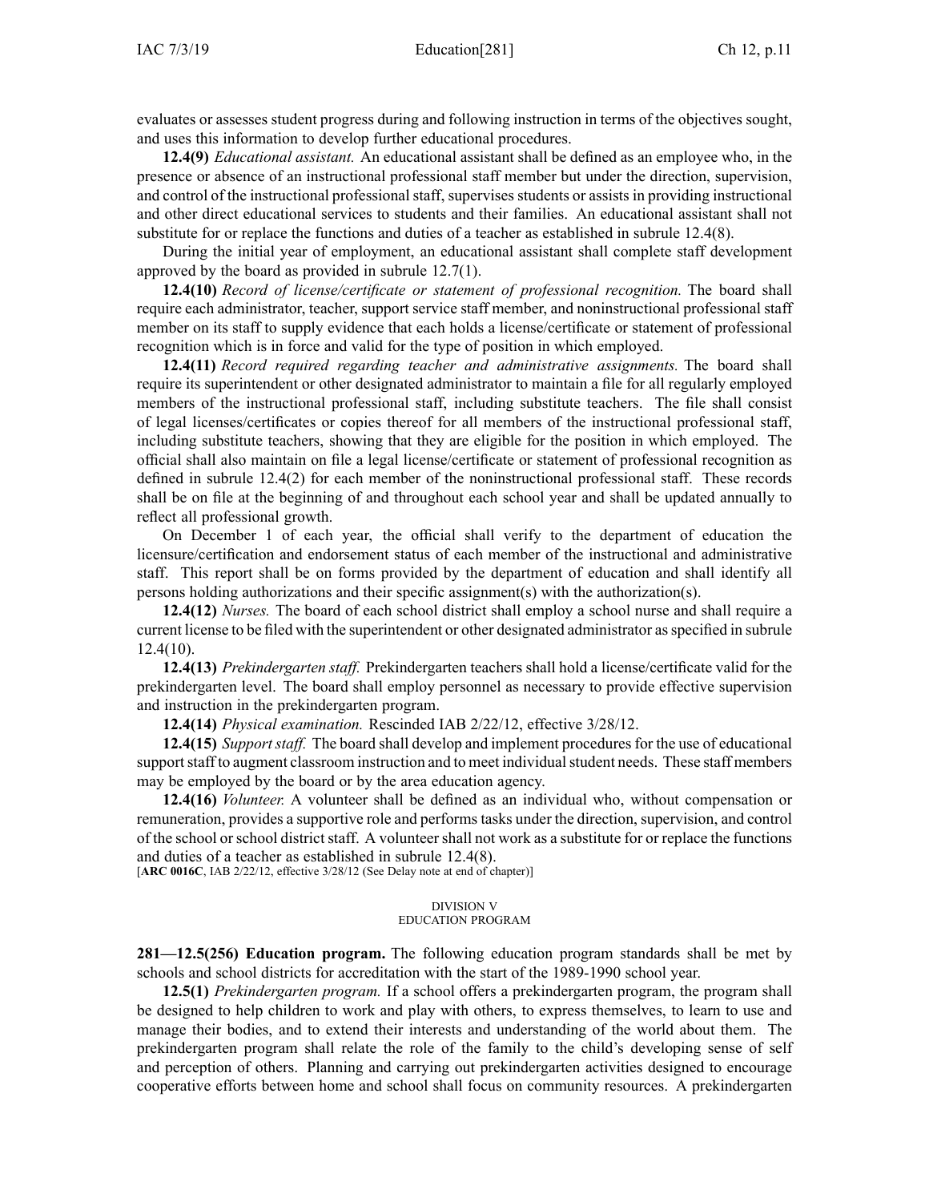evaluates or assesses student progress during and following instruction in terms of the objectives sought, and uses this information to develop further educational procedures.

**12.4(9)** *Educational assistant.* An educational assistant shall be defined as an employee who, in the presence or absence of an instructional professional staff member but under the direction, supervision, and control of the instructional professional staff, supervises students or assists in providing instructional and other direct educational services to students and their families. An educational assistant shall not substitute for or replace the functions and duties of a teacher as established in subrule 12.4(8).

During the initial year of employment, an educational assistant shall complete staff development approved by the board as provided in subrule 12.7(1).

**12.4(10)** *Record of license/certificate or statement of professional recognition.* The board shall require each administrator, teacher, support service staff member, and noninstructional professional staff member on its staff to supply evidence that each holds a license/certificate or statement of professional recognition which is in force and valid for the type of position in which employed.

**12.4(11)** *Record required regarding teacher and administrative assignments.* The board shall require its superintendent or other designated administrator to maintain a file for all regularly employed members of the instructional professional staff, including substitute teachers. The file shall consist of legal licenses/certificates or copies thereof for all members of the instructional professional staff, including substitute teachers, showing that they are eligible for the position in which employed. The official shall also maintain on file a legal license/certificate or statement of professional recognition as defined in subrule 12.4(2) for each member of the noninstructional professional staff. These records shall be on file at the beginning of and throughout each school year and shall be updated annually to reflect all professional growth.

On December 1 of each year, the official shall verify to the department of education the licensure/certification and endorsement status of each member of the instructional and administrative staff. This report shall be on forms provided by the department of education and shall identify all persons holding authorizations and their specific assignment(s) with the authorization(s).

**12.4(12)** *Nurses.* The board of each school district shall employ a school nurse and shall require a current license to be filed with the superintendent or other designated administrator as specified in subrule 12.4(10).

**12.4(13)** *Prekindergarten staff.* Prekindergarten teachers shall hold a license/certificate valid for the prekindergarten level. The board shall employ personnel as necessary to provide effective supervision and instruction in the prekindergarten program.

**12.4(14)** *Physical examination.* Rescinded IAB 2/22/12, effective 3/28/12.

**12.4(15)** *Support staff.* The board shall develop and implement procedures for the use of educational support staff to augment classroom instruction and to meet individual student needs. These staff members may be employed by the board or by the area education agency.

**12.4(16)** *Volunteer.* A volunteer shall be defined as an individual who, without compensation or remuneration, provides a supportive role and performs tasks under the direction, supervision, and control of the school or school district staff. A volunteer shall not work as a substitute for or replace the functions and duties of a teacher as established in subrule 12.4(8).

[**ARC 0016C**, IAB 2/22/12, effective 3/28/12 (See Delay note at end of chapter)]

DIVISION V
EDUCATION PROGRAM

**281—12.5(256) Education program.** The following education program standards shall be met by schools and school districts for accreditation with the start of the 1989-1990 school year.

**12.5(1)** *Prekindergarten program.* If a school offers a prekindergarten program, the program shall be designed to help children to work and play with others, to express themselves, to learn to use and manage their bodies, and to extend their interests and understanding of the world about them. The prekindergarten program shall relate the role of the family to the child's developing sense of self and perception of others. Planning and carrying out prekindergarten activities designed to encourage cooperative efforts between home and school shall focus on community resources. A prekindergarten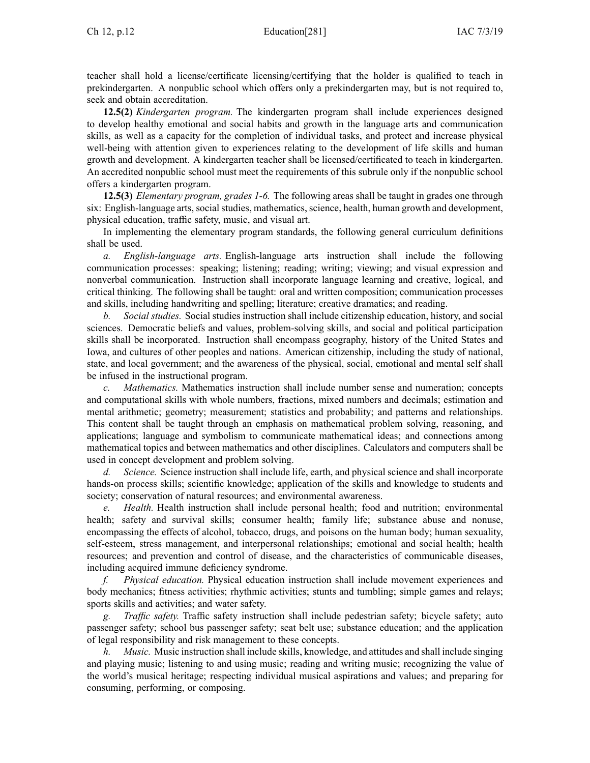teacher shall hold a license/certificate licensing/certifying that the holder is qualified to teach in prekindergarten. A nonpublic school which offers only a prekindergarten may, but is not required to, seek and obtain accreditation.

**12.5(2)** *Kindergarten program.* The kindergarten program shall include experiences designed to develop healthy emotional and social habits and growth in the language arts and communication skills, as well as a capacity for the completion of individual tasks, and protect and increase physical well-being with attention given to experiences relating to the development of life skills and human growth and development. A kindergarten teacher shall be licensed/certificated to teach in kindergarten. An accredited nonpublic school must meet the requirements of this subrule only if the nonpublic school offers a kindergarten program.

**12.5(3)** *Elementary program, grades 1-6.* The following areas shall be taught in grades one through six: English-language arts, social studies, mathematics, science, health, human growth and development, physical education, traffic safety, music, and visual art.

In implementing the elementary program standards, the following general curriculum definitions shall be used.

*a. English-language arts.* English-language arts instruction shall include the following communication processes: speaking; listening; reading; writing; viewing; and visual expression and nonverbal communication. Instruction shall incorporate language learning and creative, logical, and critical thinking. The following shall be taught: oral and written composition; communication processes and skills, including handwriting and spelling; literature; creative dramatics; and reading.

*b. Social studies.* Social studies instruction shall include citizenship education, history, and social sciences. Democratic beliefs and values, problem-solving skills, and social and political participation skills shall be incorporated. Instruction shall encompass geography, history of the United States and Iowa, and cultures of other peoples and nations. American citizenship, including the study of national, state, and local government; and the awareness of the physical, social, emotional and mental self shall be infused in the instructional program.

*c. Mathematics.* Mathematics instruction shall include number sense and numeration; concepts and computational skills with whole numbers, fractions, mixed numbers and decimals; estimation and mental arithmetic; geometry; measurement; statistics and probability; and patterns and relationships. This content shall be taught through an emphasis on mathematical problem solving, reasoning, and applications; language and symbolism to communicate mathematical ideas; and connections among mathematical topics and between mathematics and other disciplines. Calculators and computers shall be used in concept development and problem solving.

*d. Science.* Science instruction shall include life, earth, and physical science and shall incorporate hands-on process skills; scientific knowledge; application of the skills and knowledge to students and society; conservation of natural resources; and environmental awareness.

*e. Health.* Health instruction shall include personal health; food and nutrition; environmental health; safety and survival skills; consumer health; family life; substance abuse and nonuse, encompassing the effects of alcohol, tobacco, drugs, and poisons on the human body; human sexuality, self-esteem, stress management, and interpersonal relationships; emotional and social health; health resources; and prevention and control of disease, and the characteristics of communicable diseases, including acquired immune deficiency syndrome.

*f. Physical education.* Physical education instruction shall include movement experiences and body mechanics; fitness activities; rhythmic activities; stunts and tumbling; simple games and relays; sports skills and activities; and water safety.

*g. Traffic safety.* Traffic safety instruction shall include pedestrian safety; bicycle safety; auto passenger safety; school bus passenger safety; seat belt use; substance education; and the application of legal responsibility and risk management to these concepts.

*h. Music.* Music instruction shall include skills, knowledge, and attitudes and shall include singing and playing music; listening to and using music; reading and writing music; recognizing the value of the world's musical heritage; respecting individual musical aspirations and values; and preparing for consuming, performing, or composing.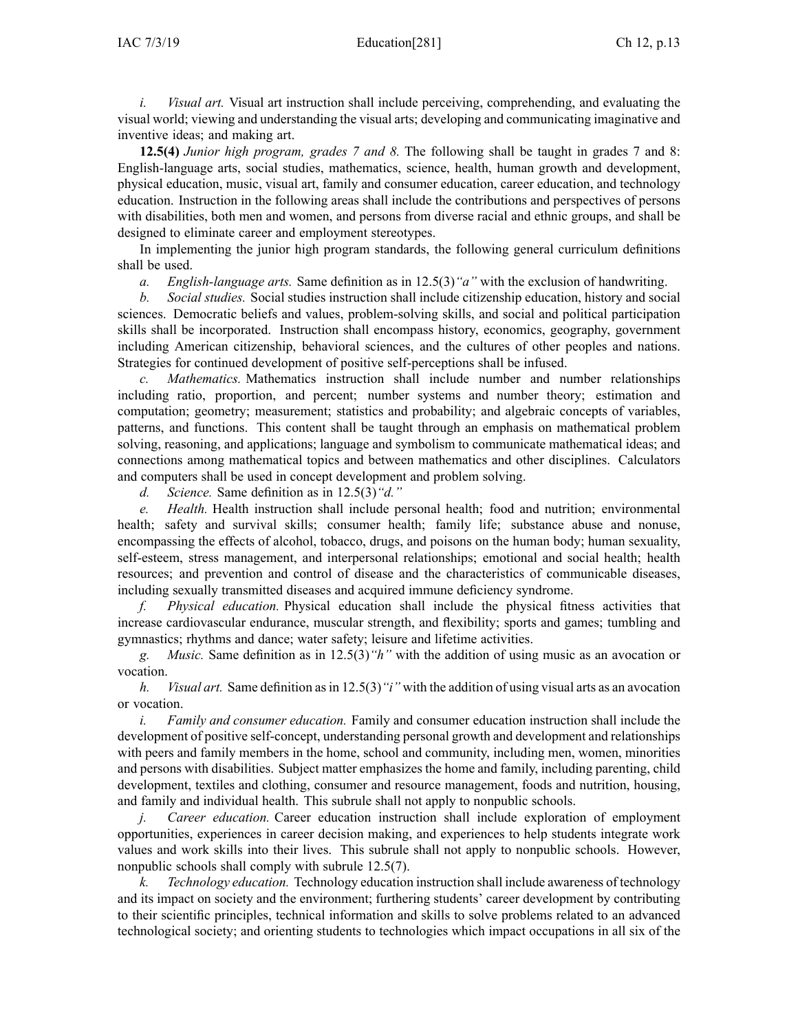*i. Visual art.* Visual art instruction shall include perceiving, comprehending, and evaluating the visual world; viewing and understanding the visual arts; developing and communicating imaginative and inventive ideas; and making art.

**12.5(4)** *Junior high program, grades 7 and 8.* The following shall be taught in grades 7 and 8: English-language arts, social studies, mathematics, science, health, human growth and development, physical education, music, visual art, family and consumer education, career education, and technology education. Instruction in the following areas shall include the contributions and perspectives of persons with disabilities, both men and women, and persons from diverse racial and ethnic groups, and shall be designed to eliminate career and employment stereotypes.

In implementing the junior high program standards, the following general curriculum definitions shall be used.

*a. English-language arts.* Same definition as in 12.5(3)*"a"* with the exclusion of handwriting.

*b. Social studies.* Social studies instruction shall include citizenship education, history and social sciences. Democratic beliefs and values, problem-solving skills, and social and political participation skills shall be incorporated. Instruction shall encompass history, economics, geography, government including American citizenship, behavioral sciences, and the cultures of other peoples and nations. Strategies for continued development of positive self-perceptions shall be infused.

*c. Mathematics.* Mathematics instruction shall include number and number relationships including ratio, proportion, and percent; number systems and number theory; estimation and computation; geometry; measurement; statistics and probability; and algebraic concepts of variables, patterns, and functions. This content shall be taught through an emphasis on mathematical problem solving, reasoning, and applications; language and symbolism to communicate mathematical ideas; and connections among mathematical topics and between mathematics and other disciplines. Calculators and computers shall be used in concept development and problem solving.

*d. Science.* Same definition as in 12.5(3)*"d."*

*e. Health.* Health instruction shall include personal health; food and nutrition; environmental health; safety and survival skills; consumer health; family life; substance abuse and nonuse, encompassing the effects of alcohol, tobacco, drugs, and poisons on the human body; human sexuality, self-esteem, stress management, and interpersonal relationships; emotional and social health; health resources; and prevention and control of disease and the characteristics of communicable diseases, including sexually transmitted diseases and acquired immune deficiency syndrome.

*f. Physical education.* Physical education shall include the physical fitness activities that increase cardiovascular endurance, muscular strength, and flexibility; sports and games; tumbling and gymnastics; rhythms and dance; water safety; leisure and lifetime activities.

*g. Music.* Same definition as in 12.5(3)*"h"* with the addition of using music as an avocation or vocation.

*h. Visual art.* Same definition as in 12.5(3)*"i"* with the addition of using visual arts as an avocation or vocation.

*i. Family and consumer education.* Family and consumer education instruction shall include the development of positive self-concept, understanding personal growth and development and relationships with peers and family members in the home, school and community, including men, women, minorities and persons with disabilities. Subject matter emphasizes the home and family, including parenting, child development, textiles and clothing, consumer and resource management, foods and nutrition, housing, and family and individual health. This subrule shall not apply to nonpublic schools.

*j. Career education.* Career education instruction shall include exploration of employment opportunities, experiences in career decision making, and experiences to help students integrate work values and work skills into their lives. This subrule shall not apply to nonpublic schools. However, nonpublic schools shall comply with subrule 12.5(7).

*k. Technology education.* Technology education instruction shall include awareness of technology and its impact on society and the environment; furthering students' career development by contributing to their scientific principles, technical information and skills to solve problems related to an advanced technological society; and orienting students to technologies which impact occupations in all six of the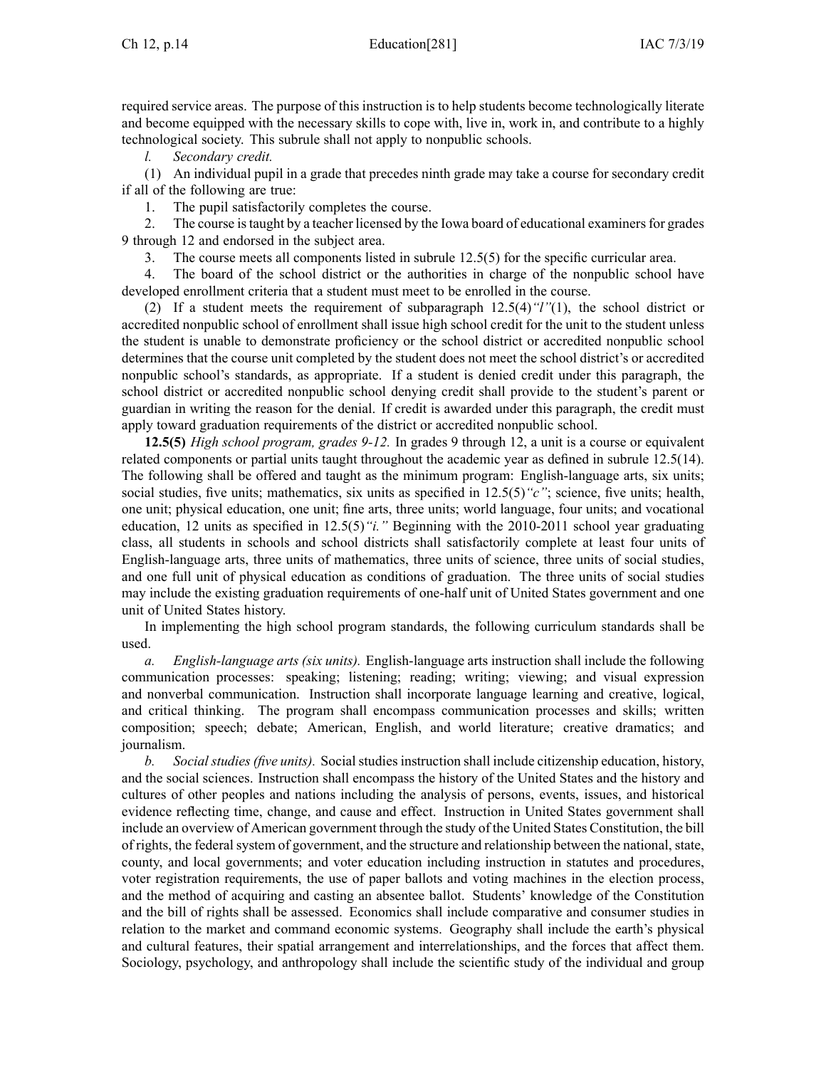required service areas. The purpose of this instruction is to help students become technologically literate and become equipped with the necessary skills to cope with, live in, work in, and contribute to a highly technological society. This subrule shall not apply to nonpublic schools.

*l. Secondary credit.*

(1) An individual pupil in a grade that precedes ninth grade may take a course for secondary credit if all of the following are true:

1. The pupil satisfactorily completes the course.

2. The course is taught by a teacher licensed by the Iowa board of educational examiners for grades 9 through 12 and endorsed in the subject area.

3. The course meets all components listed in subrule 12.5(5) for the specific curricular area.

4. The board of the school district or the authorities in charge of the nonpublic school have developed enrollment criteria that a student must meet to be enrolled in the course.

(2) If a student meets the requirement of subparagraph 12.5(4)*"l"*(1), the school district or accredited nonpublic school of enrollment shall issue high school credit for the unit to the student unless the student is unable to demonstrate proficiency or the school district or accredited nonpublic school determines that the course unit completed by the student does not meet the school district's or accredited nonpublic school's standards, as appropriate. If a student is denied credit under this paragraph, the school district or accredited nonpublic school denying credit shall provide to the student's parent or guardian in writing the reason for the denial. If credit is awarded under this paragraph, the credit must apply toward graduation requirements of the district or accredited nonpublic school.

**12.5(5)** *High school program, grades 9-12.* In grades 9 through 12, a unit is a course or equivalent related components or partial units taught throughout the academic year as defined in subrule 12.5(14). The following shall be offered and taught as the minimum program: English-language arts, six units; social studies, five units; mathematics, six units as specified in 12.5(5)*"c"*; science, five units; health, one unit; physical education, one unit; fine arts, three units; world language, four units; and vocational education, 12 units as specified in 12.5(5)*"i."* Beginning with the 2010-2011 school year graduating class, all students in schools and school districts shall satisfactorily complete at least four units of English-language arts, three units of mathematics, three units of science, three units of social studies, and one full unit of physical education as conditions of graduation. The three units of social studies may include the existing graduation requirements of one-half unit of United States government and one unit of United States history.

In implementing the high school program standards, the following curriculum standards shall be used.

*a. English-language arts (six units).* English-language arts instruction shall include the following communication processes: speaking; listening; reading; writing; viewing; and visual expression and nonverbal communication. Instruction shall incorporate language learning and creative, logical, and critical thinking. The program shall encompass communication processes and skills; written composition; speech; debate; American, English, and world literature; creative dramatics; and journalism.

*b. Social studies (five units).* Social studies instruction shall include citizenship education, history, and the social sciences. Instruction shall encompass the history of the United States and the history and cultures of other peoples and nations including the analysis of persons, events, issues, and historical evidence reflecting time, change, and cause and effect. Instruction in United States government shall include an overview of American government through the study of the United States Constitution, the bill of rights, the federal system of government, and the structure and relationship between the national, state, county, and local governments; and voter education including instruction in statutes and procedures, voter registration requirements, the use of paper ballots and voting machines in the election process, and the method of acquiring and casting an absentee ballot. Students' knowledge of the Constitution and the bill of rights shall be assessed. Economics shall include comparative and consumer studies in relation to the market and command economic systems. Geography shall include the earth's physical and cultural features, their spatial arrangement and interrelationships, and the forces that affect them. Sociology, psychology, and anthropology shall include the scientific study of the individual and group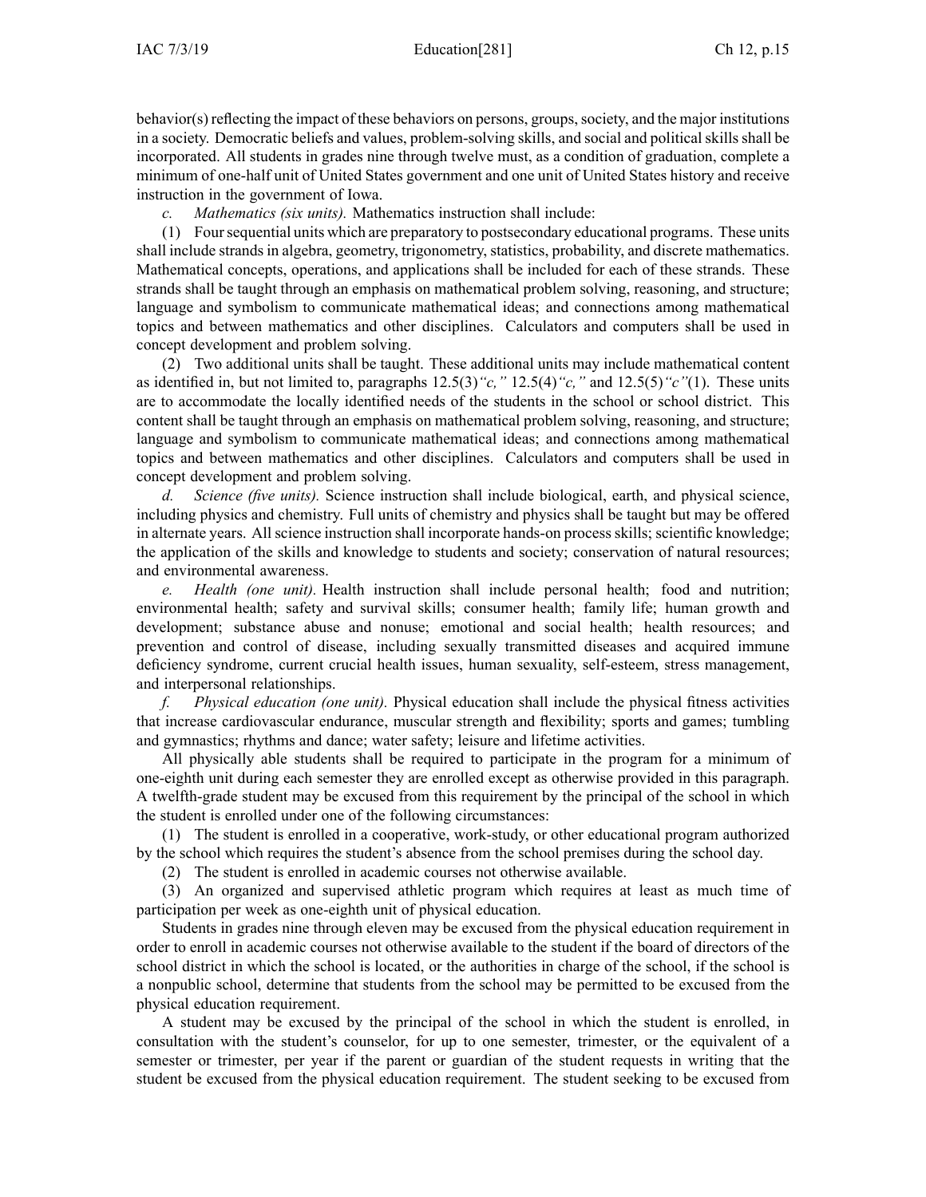behavior(s) reflecting the impact of these behaviors on persons, groups, society, and the major institutions in a society. Democratic beliefs and values, problem-solving skills, and social and political skills shall be incorporated. All students in grades nine through twelve must, as a condition of graduation, complete a minimum of one-half unit of United States government and one unit of United States history and receive instruction in the government of Iowa.

*c. Mathematics (six units).* Mathematics instruction shall include:

(1) Four sequential units which are preparatory to postsecondary educational programs. These units shall include strands in algebra, geometry, trigonometry, statistics, probability, and discrete mathematics. Mathematical concepts, operations, and applications shall be included for each of these strands. These strands shall be taught through an emphasis on mathematical problem solving, reasoning, and structure; language and symbolism to communicate mathematical ideas; and connections among mathematical topics and between mathematics and other disciplines. Calculators and computers shall be used in concept development and problem solving.

(2) Two additional units shall be taught. These additional units may include mathematical content as identified in, but not limited to, paragraphs 12.5(3)*"c,"* 12.5(4)*"c,"* and 12.5(5)*"c"*(1). These units are to accommodate the locally identified needs of the students in the school or school district. This content shall be taught through an emphasis on mathematical problem solving, reasoning, and structure; language and symbolism to communicate mathematical ideas; and connections among mathematical topics and between mathematics and other disciplines. Calculators and computers shall be used in concept development and problem solving.

*d. Science (five units).* Science instruction shall include biological, earth, and physical science, including physics and chemistry. Full units of chemistry and physics shall be taught but may be offered in alternate years. All science instruction shall incorporate hands-on process skills; scientific knowledge; the application of the skills and knowledge to students and society; conservation of natural resources; and environmental awareness.

*e. Health (one unit).* Health instruction shall include personal health; food and nutrition; environmental health; safety and survival skills; consumer health; family life; human growth and development; substance abuse and nonuse; emotional and social health; health resources; and prevention and control of disease, including sexually transmitted diseases and acquired immune deficiency syndrome, current crucial health issues, human sexuality, self-esteem, stress management, and interpersonal relationships.

*f. Physical education (one unit).* Physical education shall include the physical fitness activities that increase cardiovascular endurance, muscular strength and flexibility; sports and games; tumbling and gymnastics; rhythms and dance; water safety; leisure and lifetime activities.

All physically able students shall be required to participate in the program for a minimum of one-eighth unit during each semester they are enrolled except as otherwise provided in this paragraph. A twelfth-grade student may be excused from this requirement by the principal of the school in which the student is enrolled under one of the following circumstances:

(1) The student is enrolled in a cooperative, work-study, or other educational program authorized by the school which requires the student's absence from the school premises during the school day.

(2) The student is enrolled in academic courses not otherwise available.

(3) An organized and supervised athletic program which requires at least as much time of participation per week as one-eighth unit of physical education.

Students in grades nine through eleven may be excused from the physical education requirement in order to enroll in academic courses not otherwise available to the student if the board of directors of the school district in which the school is located, or the authorities in charge of the school, if the school is a nonpublic school, determine that students from the school may be permitted to be excused from the physical education requirement.

A student may be excused by the principal of the school in which the student is enrolled, in consultation with the student's counselor, for up to one semester, trimester, or the equivalent of a semester or trimester, per year if the parent or guardian of the student requests in writing that the student be excused from the physical education requirement. The student seeking to be excused from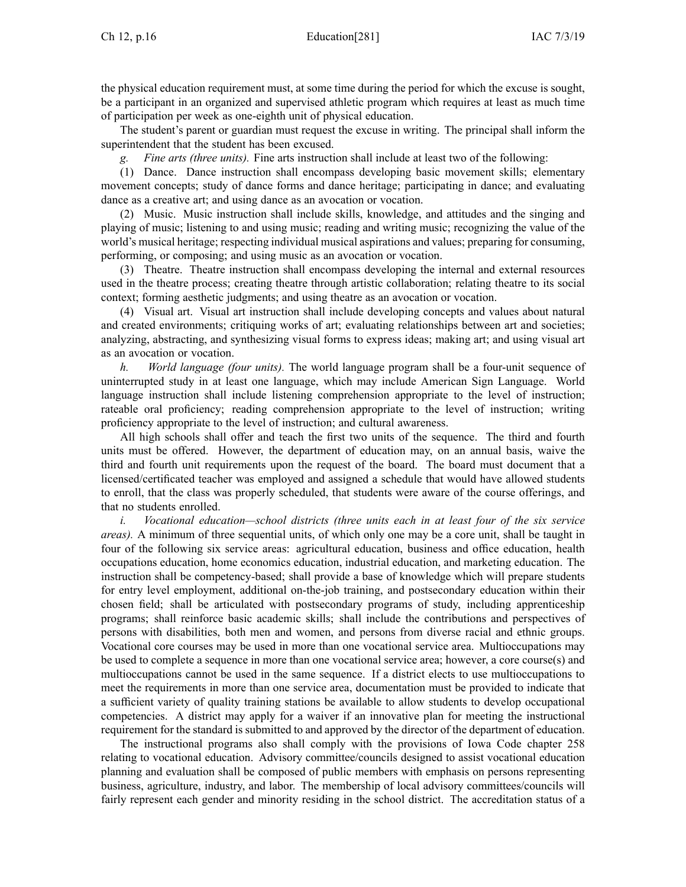the physical education requirement must, at some time during the period for which the excuse is sought, be a participant in an organized and supervised athletic program which requires at least as much time of participation per week as one-eighth unit of physical education.

The student's parent or guardian must request the excuse in writing. The principal shall inform the superintendent that the student has been excused.

*g. Fine arts (three units).* Fine arts instruction shall include at least two of the following:

(1) Dance. Dance instruction shall encompass developing basic movement skills; elementary movement concepts; study of dance forms and dance heritage; participating in dance; and evaluating dance as a creative art; and using dance as an avocation or vocation.

(2) Music. Music instruction shall include skills, knowledge, and attitudes and the singing and playing of music; listening to and using music; reading and writing music; recognizing the value of the world's musical heritage; respecting individual musical aspirations and values; preparing for consuming, performing, or composing; and using music as an avocation or vocation.

(3) Theatre. Theatre instruction shall encompass developing the internal and external resources used in the theatre process; creating theatre through artistic collaboration; relating theatre to its social context; forming aesthetic judgments; and using theatre as an avocation or vocation.

(4) Visual art. Visual art instruction shall include developing concepts and values about natural and created environments; critiquing works of art; evaluating relationships between art and societies; analyzing, abstracting, and synthesizing visual forms to express ideas; making art; and using visual art as an avocation or vocation.

*h. World language (four units).* The world language program shall be a four-unit sequence of uninterrupted study in at least one language, which may include American Sign Language. World language instruction shall include listening comprehension appropriate to the level of instruction; rateable oral proficiency; reading comprehension appropriate to the level of instruction; writing proficiency appropriate to the level of instruction; and cultural awareness.

All high schools shall offer and teach the first two units of the sequence. The third and fourth units must be offered. However, the department of education may, on an annual basis, waive the third and fourth unit requirements upon the request of the board. The board must document that a licensed/certificated teacher was employed and assigned a schedule that would have allowed students to enroll, that the class was properly scheduled, that students were aware of the course offerings, and that no students enrolled.

*i. Vocational education—school districts (three units each in at least four of the six service areas).* A minimum of three sequential units, of which only one may be a core unit, shall be taught in four of the following six service areas: agricultural education, business and office education, health occupations education, home economics education, industrial education, and marketing education. The instruction shall be competency-based; shall provide a base of knowledge which will prepare students for entry level employment, additional on-the-job training, and postsecondary education within their chosen field; shall be articulated with postsecondary programs of study, including apprenticeship programs; shall reinforce basic academic skills; shall include the contributions and perspectives of persons with disabilities, both men and women, and persons from diverse racial and ethnic groups. Vocational core courses may be used in more than one vocational service area. Multioccupations may be used to complete a sequence in more than one vocational service area; however, a core course(s) and multioccupations cannot be used in the same sequence. If a district elects to use multioccupations to meet the requirements in more than one service area, documentation must be provided to indicate that a sufficient variety of quality training stations be available to allow students to develop occupational competencies. A district may apply for a waiver if an innovative plan for meeting the instructional requirement for the standard is submitted to and approved by the director of the department of education.

The instructional programs also shall comply with the provisions of Iowa Code chapter 258 relating to vocational education. Advisory committee/councils designed to assist vocational education planning and evaluation shall be composed of public members with emphasis on persons representing business, agriculture, industry, and labor. The membership of local advisory committees/councils will fairly represent each gender and minority residing in the school district. The accreditation status of a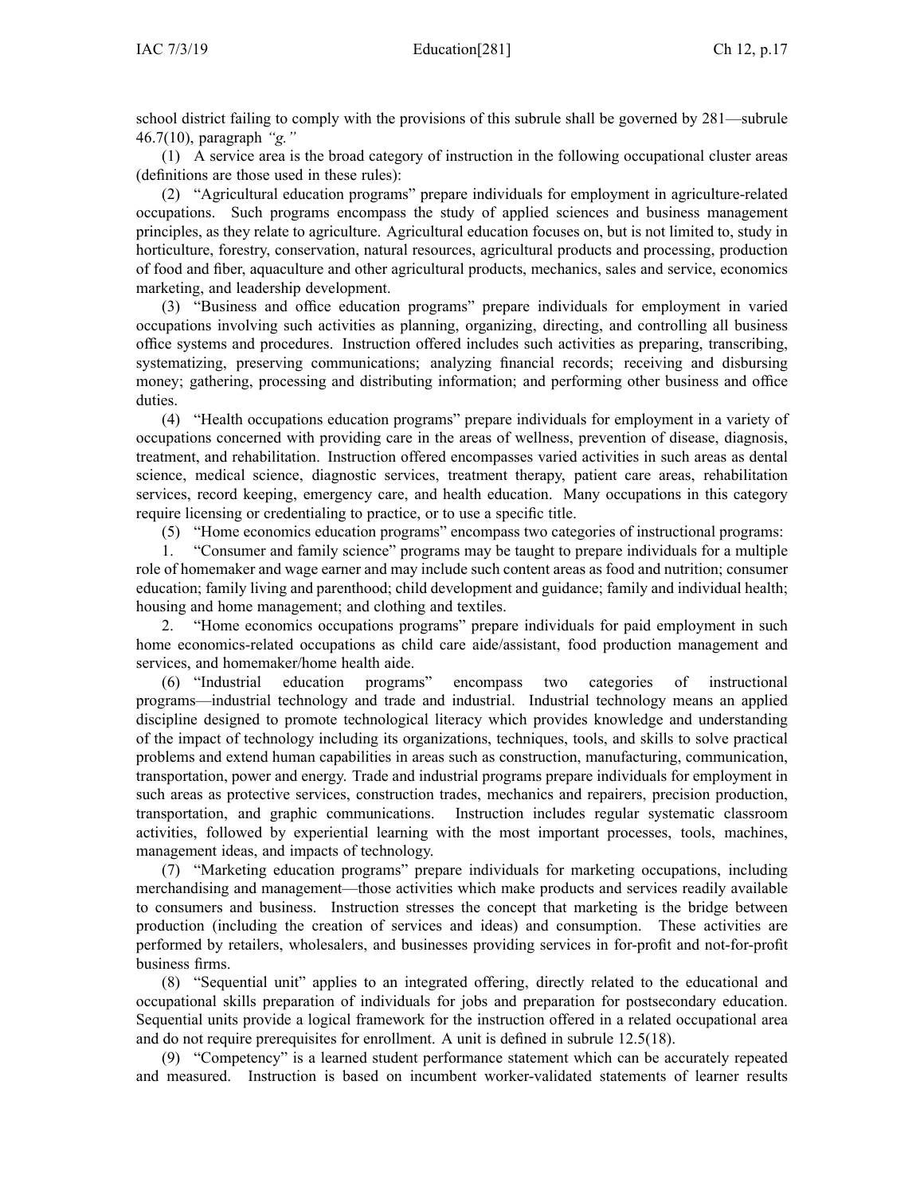school district failing to comply with the provisions of this subrule shall be governed by 281—subrule 46.7(10), paragraph *"g."*

(1) A service area is the broad category of instruction in the following occupational cluster areas (definitions are those used in these rules):

(2) "Agricultural education programs" prepare individuals for employment in agriculture-related occupations. Such programs encompass the study of applied sciences and business management principles, as they relate to agriculture. Agricultural education focuses on, but is not limited to, study in horticulture, forestry, conservation, natural resources, agricultural products and processing, production of food and fiber, aquaculture and other agricultural products, mechanics, sales and service, economics marketing, and leadership development.

(3) "Business and office education programs" prepare individuals for employment in varied occupations involving such activities as planning, organizing, directing, and controlling all business office systems and procedures. Instruction offered includes such activities as preparing, transcribing, systematizing, preserving communications; analyzing financial records; receiving and disbursing money; gathering, processing and distributing information; and performing other business and office duties.

(4) "Health occupations education programs" prepare individuals for employment in a variety of occupations concerned with providing care in the areas of wellness, prevention of disease, diagnosis, treatment, and rehabilitation. Instruction offered encompasses varied activities in such areas as dental science, medical science, diagnostic services, treatment therapy, patient care areas, rehabilitation services, record keeping, emergency care, and health education. Many occupations in this category require licensing or credentialing to practice, or to use a specific title.

(5) "Home economics education programs" encompass two categories of instructional programs:

1. "Consumer and family science" programs may be taught to prepare individuals for a multiple role of homemaker and wage earner and may include such content areas as food and nutrition; consumer education; family living and parenthood; child development and guidance; family and individual health; housing and home management; and clothing and textiles.

2. "Home economics occupations programs" prepare individuals for paid employment in such home economics-related occupations as child care aide/assistant, food production management and services, and homemaker/home health aide.

(6) "Industrial education programs" encompass two categories of instructional programs—industrial technology and trade and industrial. Industrial technology means an applied discipline designed to promote technological literacy which provides knowledge and understanding of the impact of technology including its organizations, techniques, tools, and skills to solve practical problems and extend human capabilities in areas such as construction, manufacturing, communication, transportation, power and energy. Trade and industrial programs prepare individuals for employment in such areas as protective services, construction trades, mechanics and repairers, precision production, transportation, and graphic communications. Instruction includes regular systematic classroom activities, followed by experiential learning with the most important processes, tools, machines, management ideas, and impacts of technology.

(7) "Marketing education programs" prepare individuals for marketing occupations, including merchandising and management—those activities which make products and services readily available to consumers and business. Instruction stresses the concept that marketing is the bridge between production (including the creation of services and ideas) and consumption. These activities are performed by retailers, wholesalers, and businesses providing services in for-profit and not-for-profit business firms.

(8) "Sequential unit" applies to an integrated offering, directly related to the educational and occupational skills preparation of individuals for jobs and preparation for postsecondary education. Sequential units provide a logical framework for the instruction offered in a related occupational area and do not require prerequisites for enrollment. A unit is defined in subrule 12.5(18).

(9) "Competency" is a learned student performance statement which can be accurately repeated and measured. Instruction is based on incumbent worker-validated statements of learner results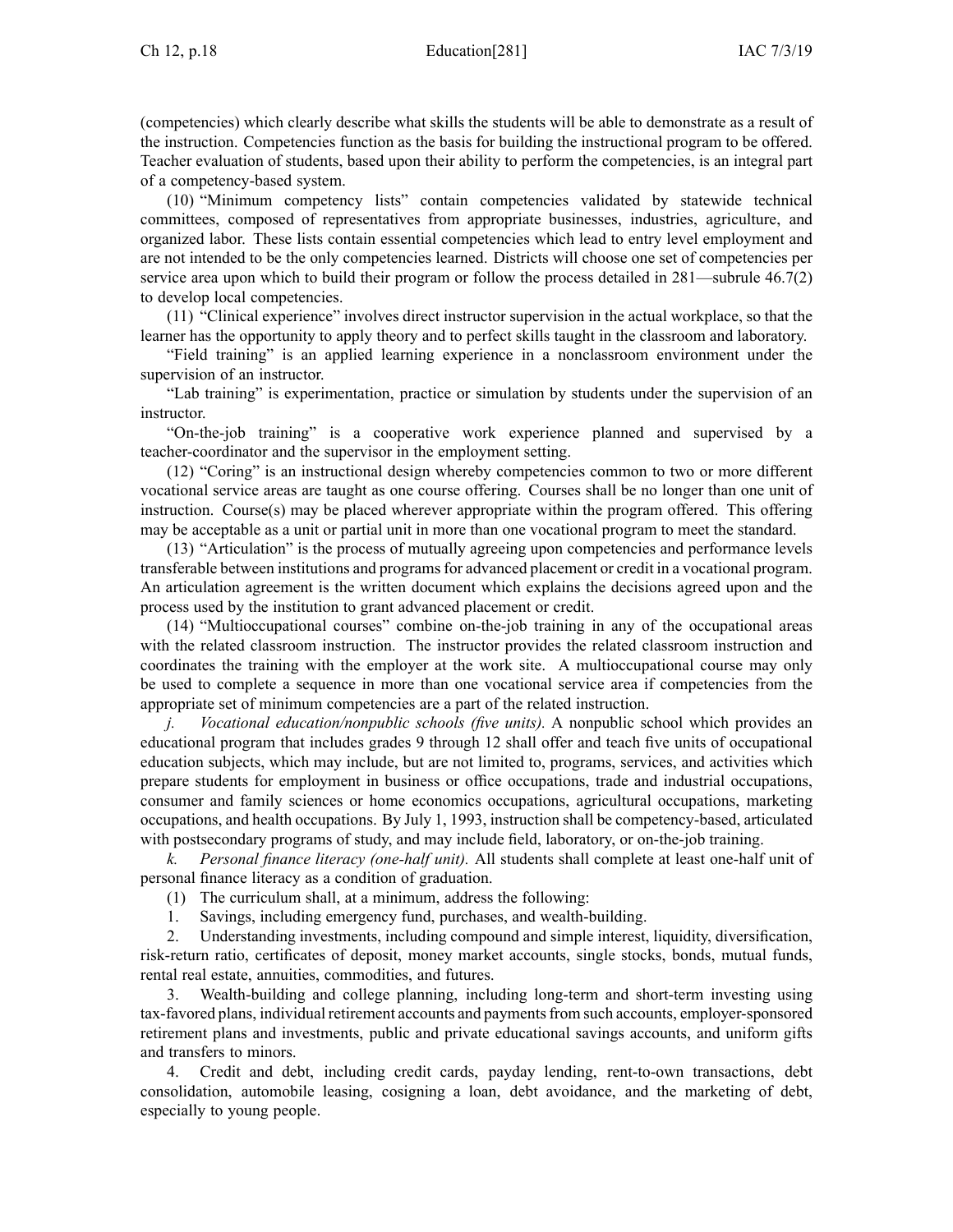(competencies) which clearly describe what skills the students will be able to demonstrate as a result of the instruction. Competencies function as the basis for building the instructional program to be offered. Teacher evaluation of students, based upon their ability to perform the competencies, is an integral part of a competency-based system.

(10) "Minimum competency lists" contain competencies validated by statewide technical committees, composed of representatives from appropriate businesses, industries, agriculture, and organized labor. These lists contain essential competencies which lead to entry level employment and are not intended to be the only competencies learned. Districts will choose one set of competencies per service area upon which to build their program or follow the process detailed in 281—subrule 46.7(2) to develop local competencies.

(11) "Clinical experience" involves direct instructor supervision in the actual workplace, so that the learner has the opportunity to apply theory and to perfect skills taught in the classroom and laboratory.

"Field training" is an applied learning experience in a nonclassroom environment under the supervision of an instructor.

"Lab training" is experimentation, practice or simulation by students under the supervision of an instructor.

"On-the-job training" is a cooperative work experience planned and supervised by a teacher-coordinator and the supervisor in the employment setting.

(12) "Coring" is an instructional design whereby competencies common to two or more different vocational service areas are taught as one course offering. Courses shall be no longer than one unit of instruction. Course(s) may be placed wherever appropriate within the program offered. This offering may be acceptable as a unit or partial unit in more than one vocational program to meet the standard.

(13) "Articulation" is the process of mutually agreeing upon competencies and performance levels transferable between institutions and programs for advanced placement or credit in a vocational program. An articulation agreement is the written document which explains the decisions agreed upon and the process used by the institution to grant advanced placement or credit.

(14) "Multioccupational courses" combine on-the-job training in any of the occupational areas with the related classroom instruction. The instructor provides the related classroom instruction and coordinates the training with the employer at the work site. A multioccupational course may only be used to complete a sequence in more than one vocational service area if competencies from the appropriate set of minimum competencies are a part of the related instruction.

*j. Vocational education/nonpublic schools (five units).* A nonpublic school which provides an educational program that includes grades 9 through 12 shall offer and teach five units of occupational education subjects, which may include, but are not limited to, programs, services, and activities which prepare students for employment in business or office occupations, trade and industrial occupations, consumer and family sciences or home economics occupations, agricultural occupations, marketing occupations, and health occupations. By July 1, 1993, instruction shall be competency-based, articulated with postsecondary programs of study, and may include field, laboratory, or on-the-job training.

*k. Personal finance literacy (one-half unit).* All students shall complete at least one-half unit of personal finance literacy as a condition of graduation.

(1) The curriculum shall, at a minimum, address the following:

1. Savings, including emergency fund, purchases, and wealth-building.

2. Understanding investments, including compound and simple interest, liquidity, diversification, risk-return ratio, certificates of deposit, money market accounts, single stocks, bonds, mutual funds, rental real estate, annuities, commodities, and futures.

3. Wealth-building and college planning, including long-term and short-term investing using tax-favored plans, individual retirement accounts and payments from such accounts, employer-sponsored retirement plans and investments, public and private educational savings accounts, and uniform gifts and transfers to minors.

4. Credit and debt, including credit cards, payday lending, rent-to-own transactions, debt consolidation, automobile leasing, cosigning a loan, debt avoidance, and the marketing of debt, especially to young people.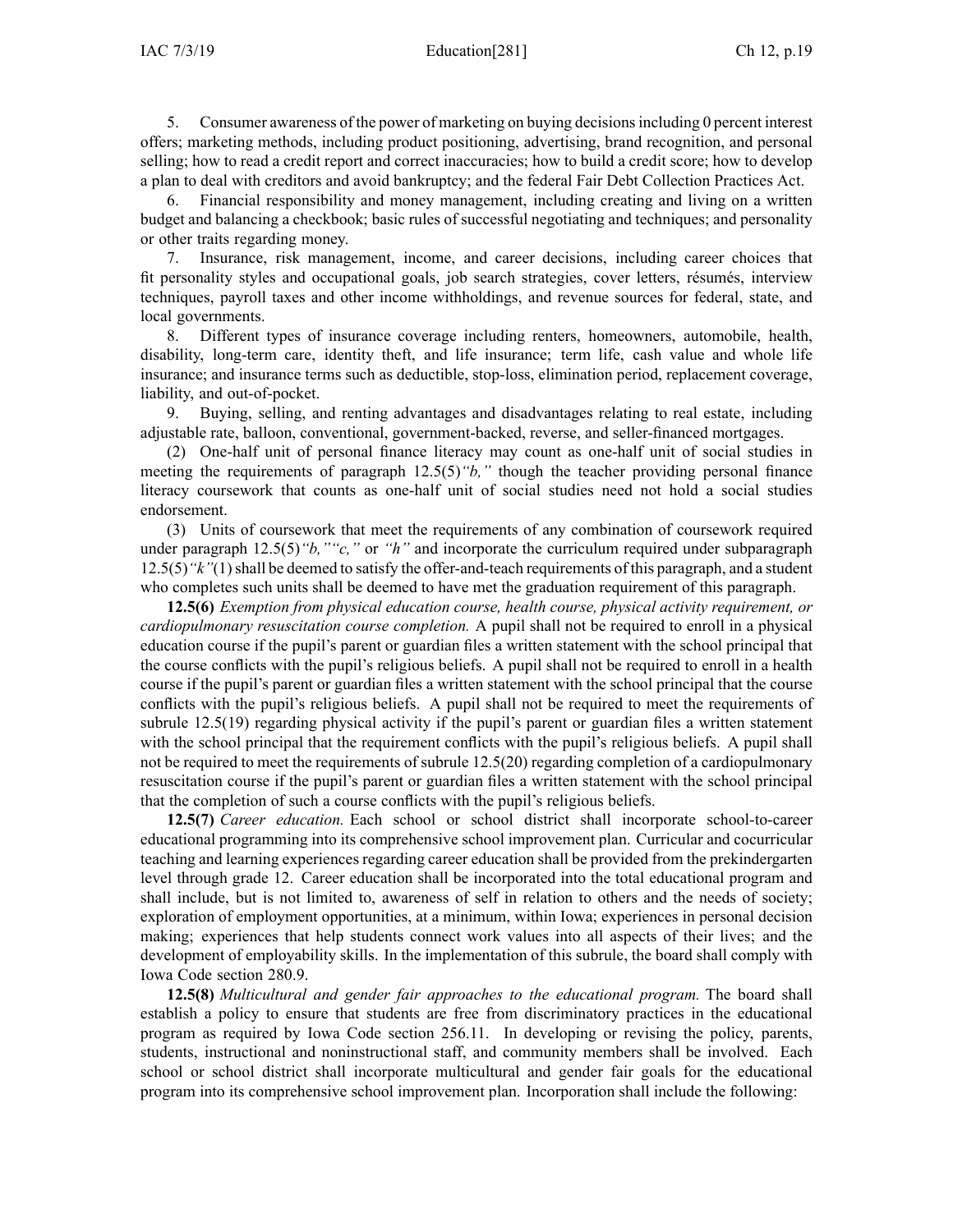5. Consumer awareness of the power of marketing on buying decisions including 0 percent interest offers; marketing methods, including product positioning, advertising, brand recognition, and personal selling; how to read a credit report and correct inaccuracies; how to build a credit score; how to develop a plan to deal with creditors and avoid bankruptcy; and the federal Fair Debt Collection Practices Act.

6. Financial responsibility and money management, including creating and living on a written budget and balancing a checkbook; basic rules of successful negotiating and techniques; and personality or other traits regarding money.

7. Insurance, risk management, income, and career decisions, including career choices that fit personality styles and occupational goals, job search strategies, cover letters, résumés, interview techniques, payroll taxes and other income withholdings, and revenue sources for federal, state, and local governments.

8. Different types of insurance coverage including renters, homeowners, automobile, health, disability, long-term care, identity theft, and life insurance; term life, cash value and whole life insurance; and insurance terms such as deductible, stop-loss, elimination period, replacement coverage, liability, and out-of-pocket.

9. Buying, selling, and renting advantages and disadvantages relating to real estate, including adjustable rate, balloon, conventional, government-backed, reverse, and seller-financed mortgages.

(2) One-half unit of personal finance literacy may count as one-half unit of social studies in meeting the requirements of paragraph 12.5(5)*"b,"* though the teacher providing personal finance literacy coursework that counts as one-half unit of social studies need not hold a social studies endorsement.

(3) Units of coursework that meet the requirements of any combination of coursework required under paragraph 12.5(5)*"b," "c,"* or *"h"* and incorporate the curriculum required under subparagraph 12.5(5)*"k"*(1) shall be deemed to satisfy the offer-and-teach requirements of this paragraph, and a student who completes such units shall be deemed to have met the graduation requirement of this paragraph.

**12.5(6)** *Exemption from physical education course, health course, physical activity requirement, or cardiopulmonary resuscitation course completion.* A pupil shall not be required to enroll in a physical education course if the pupil's parent or guardian files a written statement with the school principal that the course conflicts with the pupil's religious beliefs. A pupil shall not be required to enroll in a health course if the pupil's parent or guardian files a written statement with the school principal that the course conflicts with the pupil's religious beliefs. A pupil shall not be required to meet the requirements of subrule 12.5(19) regarding physical activity if the pupil's parent or guardian files a written statement with the school principal that the requirement conflicts with the pupil's religious beliefs. A pupil shall not be required to meet the requirements of subrule 12.5(20) regarding completion of a cardiopulmonary resuscitation course if the pupil's parent or guardian files a written statement with the school principal that the completion of such a course conflicts with the pupil's religious beliefs.

**12.5(7)** *Career education.* Each school or school district shall incorporate school-to-career educational programming into its comprehensive school improvement plan. Curricular and cocurricular teaching and learning experiences regarding career education shall be provided from the prekindergarten level through grade 12. Career education shall be incorporated into the total educational program and shall include, but is not limited to, awareness of self in relation to others and the needs of society; exploration of employment opportunities, at a minimum, within Iowa; experiences in personal decision making; experiences that help students connect work values into all aspects of their lives; and the development of employability skills. In the implementation of this subrule, the board shall comply with Iowa Code section 280.9.

**12.5(8)** *Multicultural and gender fair approaches to the educational program.* The board shall establish a policy to ensure that students are free from discriminatory practices in the educational program as required by Iowa Code section 256.11. In developing or revising the policy, parents, students, instructional and noninstructional staff, and community members shall be involved. Each school or school district shall incorporate multicultural and gender fair goals for the educational program into its comprehensive school improvement plan. Incorporation shall include the following: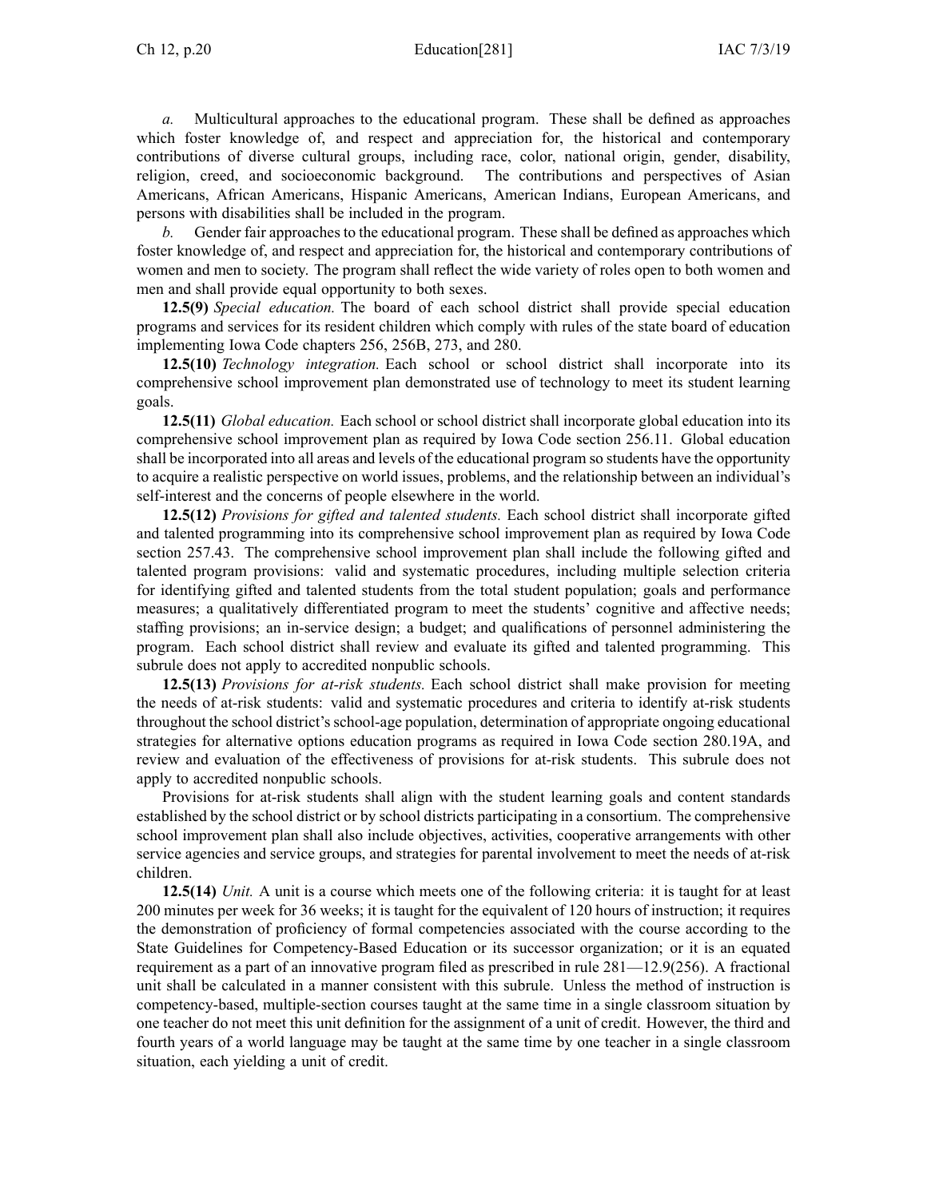*a.* Multicultural approaches to the educational program. These shall be defined as approaches which foster knowledge of, and respect and appreciation for, the historical and contemporary contributions of diverse cultural groups, including race, color, national origin, gender, disability, religion, creed, and socioeconomic background. The contributions and perspectives of Asian Americans, African Americans, Hispanic Americans, American Indians, European Americans, and persons with disabilities shall be included in the program.

*b.* Gender fair approaches to the educational program. These shall be defined as approaches which foster knowledge of, and respect and appreciation for, the historical and contemporary contributions of women and men to society. The program shall reflect the wide variety of roles open to both women and men and shall provide equal opportunity to both sexes.

**12.5(9)** *Special education.* The board of each school district shall provide special education programs and services for its resident children which comply with rules of the state board of education implementing Iowa Code chapters 256, 256B, 273, and 280.

**12.5(10)** *Technology integration.* Each school or school district shall incorporate into its comprehensive school improvement plan demonstrated use of technology to meet its student learning goals.

**12.5(11)** *Global education.* Each school or school district shall incorporate global education into its comprehensive school improvement plan as required by Iowa Code section 256.11. Global education shall be incorporated into all areas and levels of the educational program so students have the opportunity to acquire a realistic perspective on world issues, problems, and the relationship between an individual's self-interest and the concerns of people elsewhere in the world.

**12.5(12)** *Provisions for gifted and talented students.* Each school district shall incorporate gifted and talented programming into its comprehensive school improvement plan as required by Iowa Code section 257.43. The comprehensive school improvement plan shall include the following gifted and talented program provisions: valid and systematic procedures, including multiple selection criteria for identifying gifted and talented students from the total student population; goals and performance measures; a qualitatively differentiated program to meet the students' cognitive and affective needs; staffing provisions; an in-service design; a budget; and qualifications of personnel administering the program. Each school district shall review and evaluate its gifted and talented programming. This subrule does not apply to accredited nonpublic schools.

**12.5(13)** *Provisions for at-risk students.* Each school district shall make provision for meeting the needs of at-risk students: valid and systematic procedures and criteria to identify at-risk students throughout the school district's school-age population, determination of appropriate ongoing educational strategies for alternative options education programs as required in Iowa Code section 280.19A, and review and evaluation of the effectiveness of provisions for at-risk students. This subrule does not apply to accredited nonpublic schools.

Provisions for at-risk students shall align with the student learning goals and content standards established by the school district or by school districts participating in a consortium. The comprehensive school improvement plan shall also include objectives, activities, cooperative arrangements with other service agencies and service groups, and strategies for parental involvement to meet the needs of at-risk children.

**12.5(14)** *Unit.* A unit is a course which meets one of the following criteria: it is taught for at least 200 minutes per week for 36 weeks; it is taught for the equivalent of 120 hours of instruction; it requires the demonstration of proficiency of formal competencies associated with the course according to the State Guidelines for Competency-Based Education or its successor organization; or it is an equated requirement as a part of an innovative program filed as prescribed in rule 281—12.9(256). A fractional unit shall be calculated in a manner consistent with this subrule. Unless the method of instruction is competency-based, multiple-section courses taught at the same time in a single classroom situation by one teacher do not meet this unit definition for the assignment of a unit of credit. However, the third and fourth years of a world language may be taught at the same time by one teacher in a single classroom situation, each yielding a unit of credit.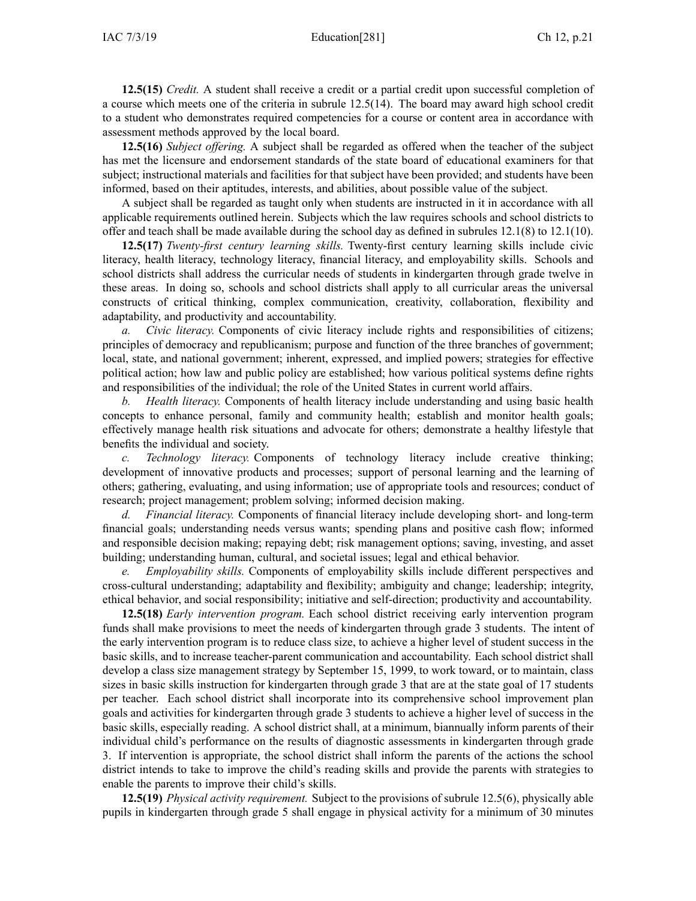**12.5(15)** *Credit.* A student shall receive a credit or a partial credit upon successful completion of a course which meets one of the criteria in subrule 12.5(14). The board may award high school credit to a student who demonstrates required competencies for a course or content area in accordance with assessment methods approved by the local board.

**12.5(16)** *Subject offering.* A subject shall be regarded as offered when the teacher of the subject has met the licensure and endorsement standards of the state board of educational examiners for that subject; instructional materials and facilities for that subject have been provided; and students have been informed, based on their aptitudes, interests, and abilities, about possible value of the subject.

A subject shall be regarded as taught only when students are instructed in it in accordance with all applicable requirements outlined herein. Subjects which the law requires schools and school districts to offer and teach shall be made available during the school day as defined in subrules 12.1(8) to 12.1(10).

**12.5(17)** *Twenty-first century learning skills.* Twenty-first century learning skills include civic literacy, health literacy, technology literacy, financial literacy, and employability skills. Schools and school districts shall address the curricular needs of students in kindergarten through grade twelve in these areas. In doing so, schools and school districts shall apply to all curricular areas the universal constructs of critical thinking, complex communication, creativity, collaboration, flexibility and adaptability, and productivity and accountability.

*a. Civic literacy.* Components of civic literacy include rights and responsibilities of citizens; principles of democracy and republicanism; purpose and function of the three branches of government; local, state, and national government; inherent, expressed, and implied powers; strategies for effective political action; how law and public policy are established; how various political systems define rights and responsibilities of the individual; the role of the United States in current world affairs.

*b. Health literacy.* Components of health literacy include understanding and using basic health concepts to enhance personal, family and community health; establish and monitor health goals; effectively manage health risk situations and advocate for others; demonstrate a healthy lifestyle that benefits the individual and society.

*c. Technology literacy.* Components of technology literacy include creative thinking; development of innovative products and processes; support of personal learning and the learning of others; gathering, evaluating, and using information; use of appropriate tools and resources; conduct of research; project management; problem solving; informed decision making.

*d. Financial literacy.* Components of financial literacy include developing short- and long-term financial goals; understanding needs versus wants; spending plans and positive cash flow; informed and responsible decision making; repaying debt; risk management options; saving, investing, and asset building; understanding human, cultural, and societal issues; legal and ethical behavior.

*e. Employability skills.* Components of employability skills include different perspectives and cross-cultural understanding; adaptability and flexibility; ambiguity and change; leadership; integrity, ethical behavior, and social responsibility; initiative and self-direction; productivity and accountability.

**12.5(18)** *Early intervention program.* Each school district receiving early intervention program funds shall make provisions to meet the needs of kindergarten through grade 3 students. The intent of the early intervention program is to reduce class size, to achieve a higher level of student success in the basic skills, and to increase teacher-parent communication and accountability. Each school district shall develop a class size management strategy by September 15, 1999, to work toward, or to maintain, class sizes in basic skills instruction for kindergarten through grade 3 that are at the state goal of 17 students per teacher. Each school district shall incorporate into its comprehensive school improvement plan goals and activities for kindergarten through grade 3 students to achieve a higher level of success in the basic skills, especially reading. A school district shall, at a minimum, biannually inform parents of their individual child's performance on the results of diagnostic assessments in kindergarten through grade 3. If intervention is appropriate, the school district shall inform the parents of the actions the school district intends to take to improve the child's reading skills and provide the parents with strategies to enable the parents to improve their child's skills.

**12.5(19)** *Physical activity requirement.* Subject to the provisions of subrule 12.5(6), physically able pupils in kindergarten through grade 5 shall engage in physical activity for a minimum of 30 minutes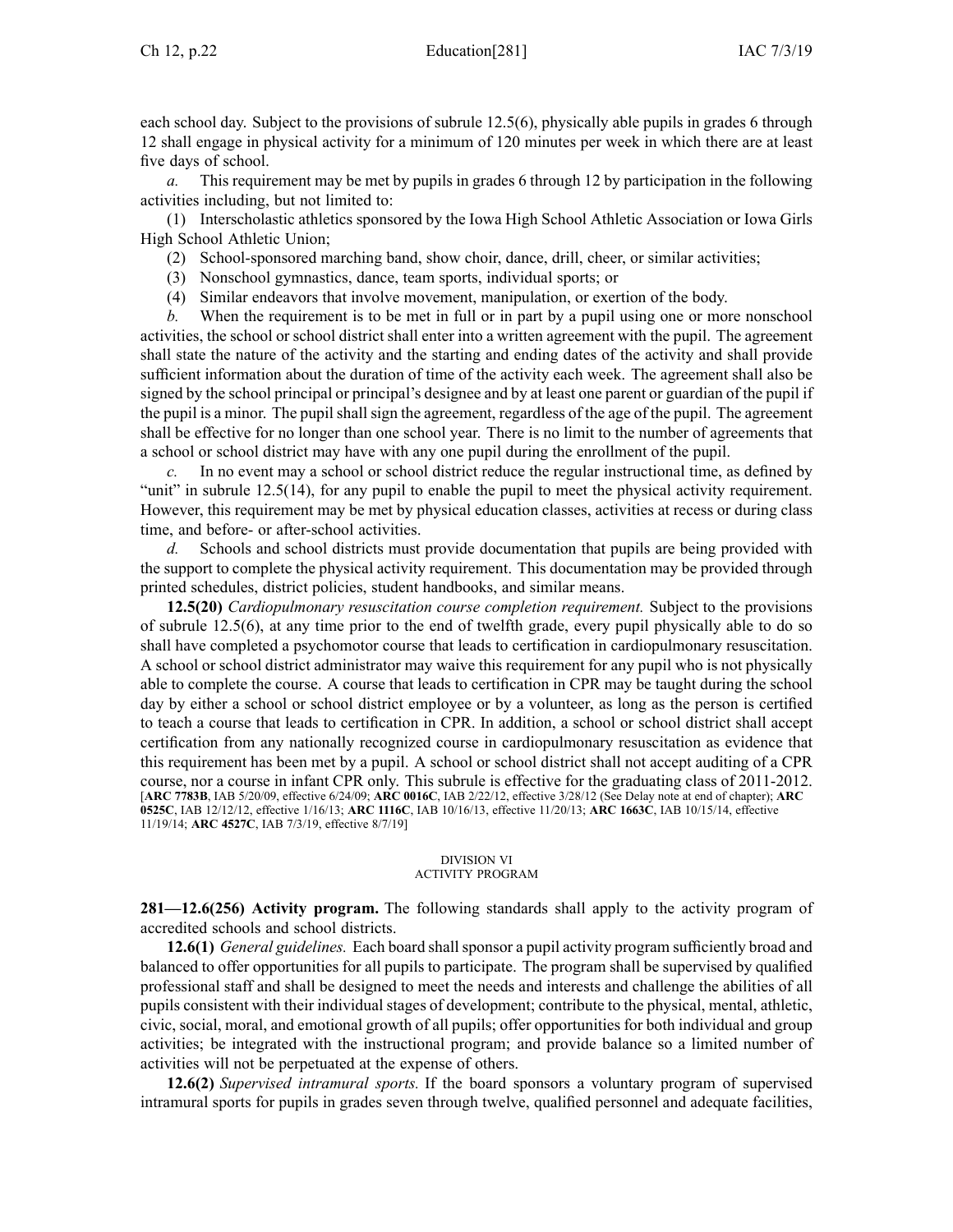each school day. Subject to the provisions of subrule 12.5(6), physically able pupils in grades 6 through 12 shall engage in physical activity for a minimum of 120 minutes per week in which there are at least five days of school.

*a.* This requirement may be met by pupils in grades 6 through 12 by participation in the following activities including, but not limited to:

(1) Interscholastic athletics sponsored by the Iowa High School Athletic Association or Iowa Girls High School Athletic Union;

(2) School-sponsored marching band, show choir, dance, drill, cheer, or similar activities;

(3) Nonschool gymnastics, dance, team sports, individual sports; or

(4) Similar endeavors that involve movement, manipulation, or exertion of the body.

*b.* When the requirement is to be met in full or in part by a pupil using one or more nonschool activities, the school or school district shall enter into a written agreement with the pupil. The agreement shall state the nature of the activity and the starting and ending dates of the activity and shall provide sufficient information about the duration of time of the activity each week. The agreement shall also be signed by the school principal or principal's designee and by at least one parent or guardian of the pupil if the pupil is a minor. The pupil shall sign the agreement, regardless of the age of the pupil. The agreement shall be effective for no longer than one school year. There is no limit to the number of agreements that a school or school district may have with any one pupil during the enrollment of the pupil.

*c.* In no event may a school or school district reduce the regular instructional time, as defined by "unit" in subrule 12.5(14), for any pupil to enable the pupil to meet the physical activity requirement. However, this requirement may be met by physical education classes, activities at recess or during class time, and before- or after-school activities.

*d.* Schools and school districts must provide documentation that pupils are being provided with the support to complete the physical activity requirement. This documentation may be provided through printed schedules, district policies, student handbooks, and similar means.

**12.5(20)** *Cardiopulmonary resuscitation course completion requirement.* Subject to the provisions of subrule 12.5(6), at any time prior to the end of twelfth grade, every pupil physically able to do so shall have completed a psychomotor course that leads to certification in cardiopulmonary resuscitation. A school or school district administrator may waive this requirement for any pupil who is not physically able to complete the course. A course that leads to certification in CPR may be taught during the school day by either a school or school district employee or by a volunteer, as long as the person is certified to teach a course that leads to certification in CPR. In addition, a school or school district shall accept certification from any nationally recognized course in cardiopulmonary resuscitation as evidence that this requirement has been met by a pupil. A school or school district shall not accept auditing of a CPR course, nor a course in infant CPR only. This subrule is effective for the graduating class of 2011-2012.
[**ARC 7783B**, IAB 5/20/09, effective 6/24/09; **ARC 0016C**, IAB 2/22/12, effective 3/28/12 (See Delay note at end of chapter); **ARC 0525C**, IAB 12/12/12, effective 1/16/13; **ARC 1116C**, IAB 10/16/13, effective 11/20/13; **ARC 1663C**, IAB 10/15/14, effective 11/19/14; **ARC 4527C**, IAB 7/3/19, effective 8/7/19]

## DIVISION VI
## ACTIVITY PROGRAM

**281—12.6(256) Activity program.** The following standards shall apply to the activity program of accredited schools and school districts.

**12.6(1)** *General guidelines.* Each board shall sponsor a pupil activity program sufficiently broad and balanced to offer opportunities for all pupils to participate. The program shall be supervised by qualified professional staff and shall be designed to meet the needs and interests and challenge the abilities of all pupils consistent with their individual stages of development; contribute to the physical, mental, athletic, civic, social, moral, and emotional growth of all pupils; offer opportunities for both individual and group activities; be integrated with the instructional program; and provide balance so a limited number of activities will not be perpetuated at the expense of others.

**12.6(2)** *Supervised intramural sports.* If the board sponsors a voluntary program of supervised intramural sports for pupils in grades seven through twelve, qualified personnel and adequate facilities,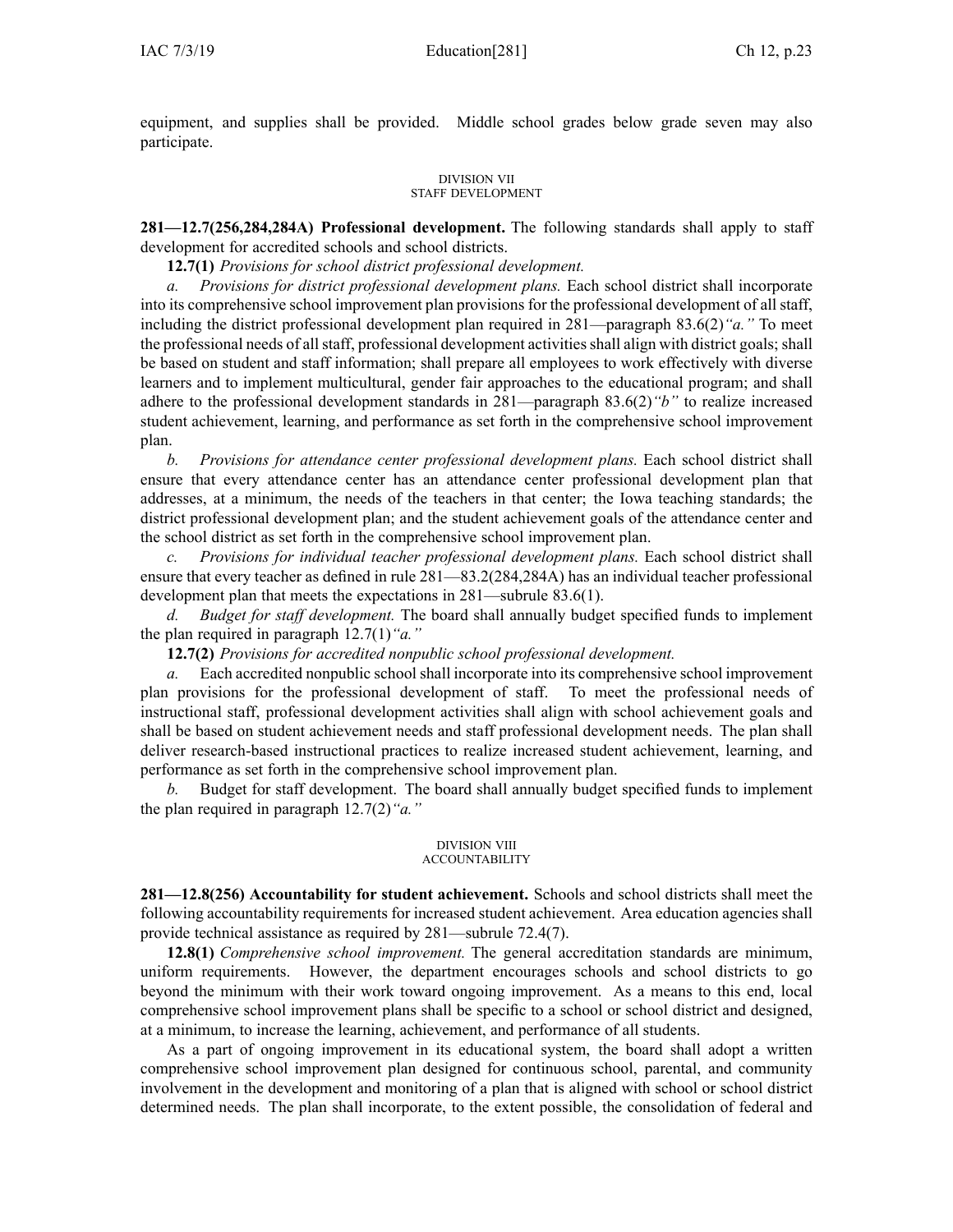equipment, and supplies shall be provided. Middle school grades below grade seven may also participate.

DIVISION VII
STAFF DEVELOPMENT

**281—12.7(256,284,284A) Professional development.** The following standards shall apply to staff development for accredited schools and school districts.

**12.7(1)** *Provisions for school district professional development.*

*a. Provisions for district professional development plans.* Each school district shall incorporate into its comprehensive school improvement plan provisions for the professional development of all staff, including the district professional development plan required in 281—paragraph 83.6(2)*"a."* To meet the professional needs of all staff, professional development activities shall align with district goals; shall be based on student and staff information; shall prepare all employees to work effectively with diverse learners and to implement multicultural, gender fair approaches to the educational program; and shall adhere to the professional development standards in 281—paragraph 83.6(2)*"b"* to realize increased student achievement, learning, and performance as set forth in the comprehensive school improvement plan.

*b. Provisions for attendance center professional development plans.* Each school district shall ensure that every attendance center has an attendance center professional development plan that addresses, at a minimum, the needs of the teachers in that center; the Iowa teaching standards; the district professional development plan; and the student achievement goals of the attendance center and the school district as set forth in the comprehensive school improvement plan.

*c. Provisions for individual teacher professional development plans.* Each school district shall ensure that every teacher as defined in rule 281—83.2(284,284A) has an individual teacher professional development plan that meets the expectations in 281—subrule 83.6(1).

*d. Budget for staff development.* The board shall annually budget specified funds to implement the plan required in paragraph 12.7(1)*"a."*

**12.7(2)** *Provisions for accredited nonpublic school professional development.*

*a.* Each accredited nonpublic school shall incorporate into its comprehensive school improvement plan provisions for the professional development of staff. To meet the professional needs of instructional staff, professional development activities shall align with school achievement goals and shall be based on student achievement needs and staff professional development needs. The plan shall deliver research-based instructional practices to realize increased student achievement, learning, and performance as set forth in the comprehensive school improvement plan.

*b.* Budget for staff development. The board shall annually budget specified funds to implement the plan required in paragraph 12.7(2)*"a."*

DIVISION VIII
ACCOUNTABILITY

**281—12.8(256) Accountability for student achievement.** Schools and school districts shall meet the following accountability requirements for increased student achievement. Area education agencies shall provide technical assistance as required by 281—subrule 72.4(7).

**12.8(1)** *Comprehensive school improvement.* The general accreditation standards are minimum, uniform requirements. However, the department encourages schools and school districts to go beyond the minimum with their work toward ongoing improvement. As a means to this end, local comprehensive school improvement plans shall be specific to a school or school district and designed, at a minimum, to increase the learning, achievement, and performance of all students.

As a part of ongoing improvement in its educational system, the board shall adopt a written comprehensive school improvement plan designed for continuous school, parental, and community involvement in the development and monitoring of a plan that is aligned with school or school district determined needs. The plan shall incorporate, to the extent possible, the consolidation of federal and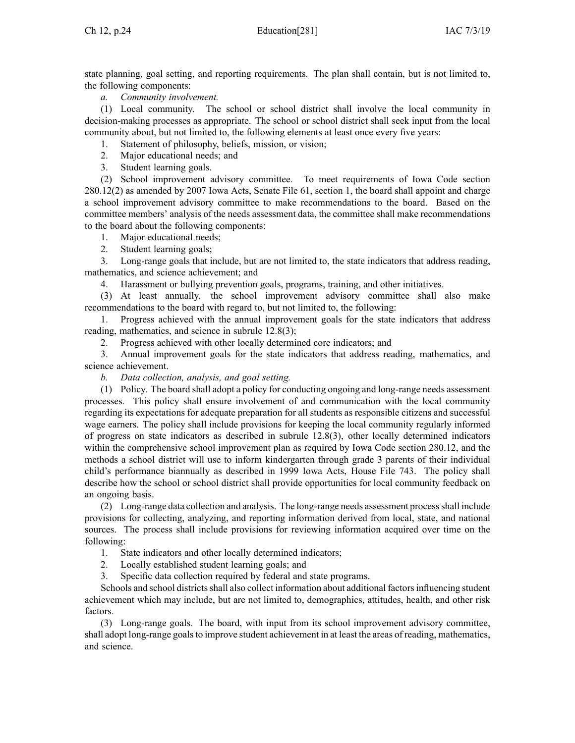state planning, goal setting, and reporting requirements. The plan shall contain, but is not limited to, the following components:

*a. Community involvement.*

(1) Local community. The school or school district shall involve the local community in decision-making processes as appropriate. The school or school district shall seek input from the local community about, but not limited to, the following elements at least once every five years:

1. Statement of philosophy, beliefs, mission, or vision;
2. Major educational needs; and
3. Student learning goals.

(2) School improvement advisory committee. To meet requirements of Iowa Code section 280.12(2) as amended by 2007 Iowa Acts, Senate File 61, section 1, the board shall appoint and charge a school improvement advisory committee to make recommendations to the board. Based on the committee members' analysis of the needs assessment data, the committee shall make recommendations to the board about the following components:

1. Major educational needs;
2. Student learning goals;
3. Long-range goals that include, but are not limited to, the state indicators that address reading, mathematics, and science achievement; and
4. Harassment or bullying prevention goals, programs, training, and other initiatives.

(3) At least annually, the school improvement advisory committee shall also make recommendations to the board with regard to, but not limited to, the following:

1. Progress achieved with the annual improvement goals for the state indicators that address reading, mathematics, and science in subrule 12.8(3);
2. Progress achieved with other locally determined core indicators; and
3. Annual improvement goals for the state indicators that address reading, mathematics, and science achievement.

*b. Data collection, analysis, and goal setting.*

(1) Policy. The board shall adopt a policy for conducting ongoing and long-range needs assessment processes. This policy shall ensure involvement of and communication with the local community regarding its expectations for adequate preparation for all students as responsible citizens and successful wage earners. The policy shall include provisions for keeping the local community regularly informed of progress on state indicators as described in subrule 12.8(3), other locally determined indicators within the comprehensive school improvement plan as required by Iowa Code section 280.12, and the methods a school district will use to inform kindergarten through grade 3 parents of their individual child's performance biannually as described in 1999 Iowa Acts, House File 743. The policy shall describe how the school or school district shall provide opportunities for local community feedback on an ongoing basis.

(2) Long-range data collection and analysis. The long-range needs assessment process shall include provisions for collecting, analyzing, and reporting information derived from local, state, and national sources. The process shall include provisions for reviewing information acquired over time on the following:

1. State indicators and other locally determined indicators;
2. Locally established student learning goals; and
3. Specific data collection required by federal and state programs.

Schools and school districts shall also collect information about additional factors influencing student achievement which may include, but are not limited to, demographics, attitudes, health, and other risk factors.

(3) Long-range goals. The board, with input from its school improvement advisory committee, shall adopt long-range goals to improve student achievement in at least the areas of reading, mathematics, and science.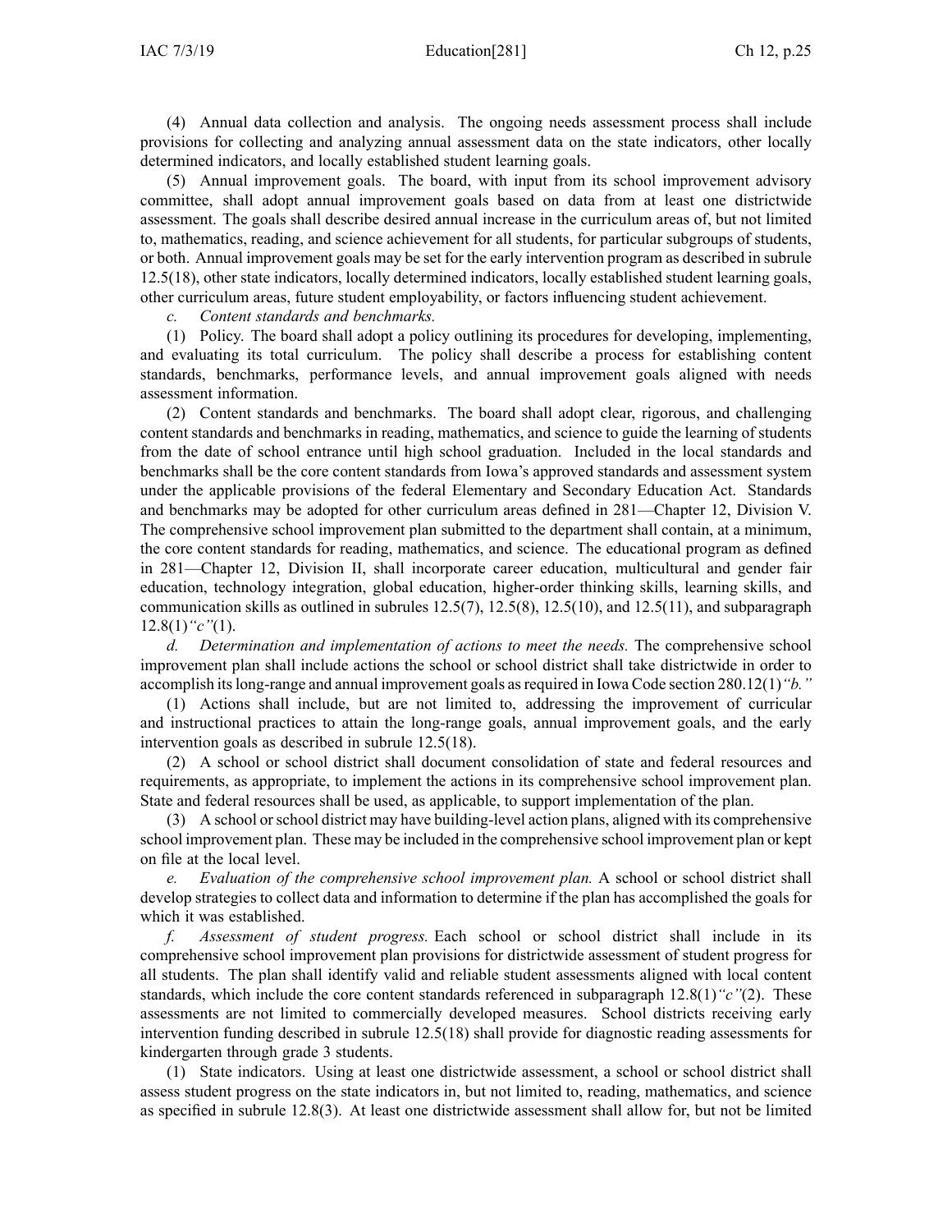(4) Annual data collection and analysis. The ongoing needs assessment process shall include provisions for collecting and analyzing annual assessment data on the state indicators, other locally determined indicators, and locally established student learning goals.

(5) Annual improvement goals. The board, with input from its school improvement advisory committee, shall adopt annual improvement goals based on data from at least one districtwide assessment. The goals shall describe desired annual increase in the curriculum areas of, but not limited to, mathematics, reading, and science achievement for all students, for particular subgroups of students, or both. Annual improvement goals may be set for the early intervention program as described in subrule 12.5(18), other state indicators, locally determined indicators, locally established student learning goals, other curriculum areas, future student employability, or factors influencing student achievement.

*c. Content standards and benchmarks.*

(1) Policy. The board shall adopt a policy outlining its procedures for developing, implementing, and evaluating its total curriculum. The policy shall describe a process for establishing content standards, benchmarks, performance levels, and annual improvement goals aligned with needs assessment information.

(2) Content standards and benchmarks. The board shall adopt clear, rigorous, and challenging content standards and benchmarks in reading, mathematics, and science to guide the learning of students from the date of school entrance until high school graduation. Included in the local standards and benchmarks shall be the core content standards from Iowa's approved standards and assessment system under the applicable provisions of the federal Elementary and Secondary Education Act. Standards and benchmarks may be adopted for other curriculum areas defined in 281—Chapter 12, Division V. The comprehensive school improvement plan submitted to the department shall contain, at a minimum, the core content standards for reading, mathematics, and science. The educational program as defined in 281—Chapter 12, Division II, shall incorporate career education, multicultural and gender fair education, technology integration, global education, higher-order thinking skills, learning skills, and communication skills as outlined in subrules 12.5(7), 12.5(8), 12.5(10), and 12.5(11), and subparagraph 12.8(1)*"c"*(1).

*d. Determination and implementation of actions to meet the needs.* The comprehensive school improvement plan shall include actions the school or school district shall take districtwide in order to accomplish its long-range and annual improvement goals as required in Iowa Code section 280.12(1)*"b."*

(1) Actions shall include, but are not limited to, addressing the improvement of curricular and instructional practices to attain the long-range goals, annual improvement goals, and the early intervention goals as described in subrule 12.5(18).

(2) A school or school district shall document consolidation of state and federal resources and requirements, as appropriate, to implement the actions in its comprehensive school improvement plan. State and federal resources shall be used, as applicable, to support implementation of the plan.

(3) A school or school district may have building-level action plans, aligned with its comprehensive school improvement plan. These may be included in the comprehensive school improvement plan or kept on file at the local level.

*e. Evaluation of the comprehensive school improvement plan.* A school or school district shall develop strategies to collect data and information to determine if the plan has accomplished the goals for which it was established.

*f. Assessment of student progress.* Each school or school district shall include in its comprehensive school improvement plan provisions for districtwide assessment of student progress for all students. The plan shall identify valid and reliable student assessments aligned with local content standards, which include the core content standards referenced in subparagraph 12.8(1)*"c"*(2). These assessments are not limited to commercially developed measures. School districts receiving early intervention funding described in subrule 12.5(18) shall provide for diagnostic reading assessments for kindergarten through grade 3 students.

(1) State indicators. Using at least one districtwide assessment, a school or school district shall assess student progress on the state indicators in, but not limited to, reading, mathematics, and science as specified in subrule 12.8(3). At least one districtwide assessment shall allow for, but not be limited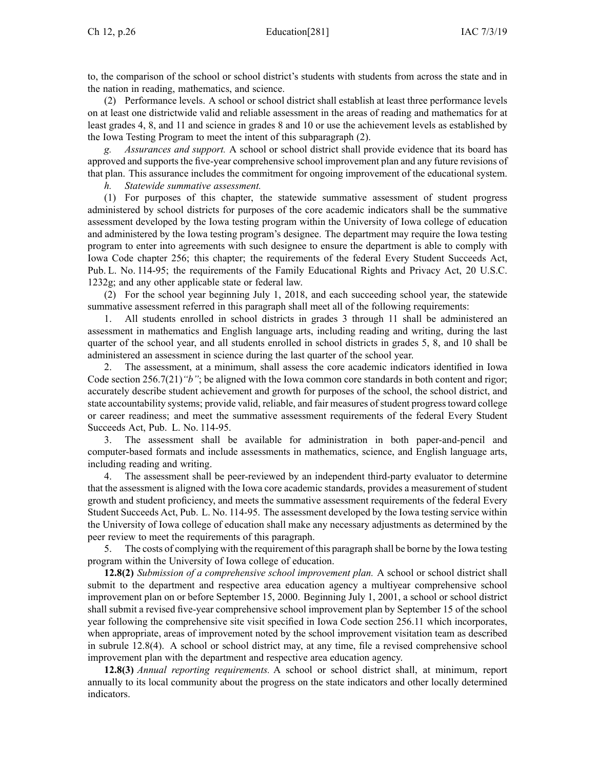to, the comparison of the school or school district's students with students from across the state and in the nation in reading, mathematics, and science.

(2) Performance levels. A school or school district shall establish at least three performance levels on at least one districtwide valid and reliable assessment in the areas of reading and mathematics for at least grades 4, 8, and 11 and science in grades 8 and 10 or use the achievement levels as established by the Iowa Testing Program to meet the intent of this subparagraph (2).

*g. Assurances and support.* A school or school district shall provide evidence that its board has approved and supports the five-year comprehensive school improvement plan and any future revisions of that plan. This assurance includes the commitment for ongoing improvement of the educational system.

*h. Statewide summative assessment.*

(1) For purposes of this chapter, the statewide summative assessment of student progress administered by school districts for purposes of the core academic indicators shall be the summative assessment developed by the Iowa testing program within the University of Iowa college of education and administered by the Iowa testing program's designee. The department may require the Iowa testing program to enter into agreements with such designee to ensure the department is able to comply with Iowa Code chapter 256; this chapter; the requirements of the federal Every Student Succeeds Act, Pub. L. No. 114-95; the requirements of the Family Educational Rights and Privacy Act, 20 U.S.C. 1232g; and any other applicable state or federal law.

(2) For the school year beginning July 1, 2018, and each succeeding school year, the statewide summative assessment referred in this paragraph shall meet all of the following requirements:

1. All students enrolled in school districts in grades 3 through 11 shall be administered an assessment in mathematics and English language arts, including reading and writing, during the last quarter of the school year, and all students enrolled in school districts in grades 5, 8, and 10 shall be administered an assessment in science during the last quarter of the school year.

2. The assessment, at a minimum, shall assess the core academic indicators identified in Iowa Code section 256.7(21)*"b"*; be aligned with the Iowa common core standards in both content and rigor; accurately describe student achievement and growth for purposes of the school, the school district, and state accountability systems; provide valid, reliable, and fair measures of student progress toward college or career readiness; and meet the summative assessment requirements of the federal Every Student Succeeds Act, Pub. L. No. 114-95.

3. The assessment shall be available for administration in both paper-and-pencil and computer-based formats and include assessments in mathematics, science, and English language arts, including reading and writing.

4. The assessment shall be peer-reviewed by an independent third-party evaluator to determine that the assessment is aligned with the Iowa core academic standards, provides a measurement of student growth and student proficiency, and meets the summative assessment requirements of the federal Every Student Succeeds Act, Pub. L. No. 114-95. The assessment developed by the Iowa testing service within the University of Iowa college of education shall make any necessary adjustments as determined by the peer review to meet the requirements of this paragraph.

5. The costs of complying with the requirement of this paragraph shall be borne by the Iowa testing program within the University of Iowa college of education.

**12.8(2)** *Submission of a comprehensive school improvement plan.* A school or school district shall submit to the department and respective area education agency a multiyear comprehensive school improvement plan on or before September 15, 2000. Beginning July 1, 2001, a school or school district shall submit a revised five-year comprehensive school improvement plan by September 15 of the school year following the comprehensive site visit specified in Iowa Code section 256.11 which incorporates, when appropriate, areas of improvement noted by the school improvement visitation team as described in subrule 12.8(4). A school or school district may, at any time, file a revised comprehensive school improvement plan with the department and respective area education agency.

**12.8(3)** *Annual reporting requirements.* A school or school district shall, at minimum, report annually to its local community about the progress on the state indicators and other locally determined indicators.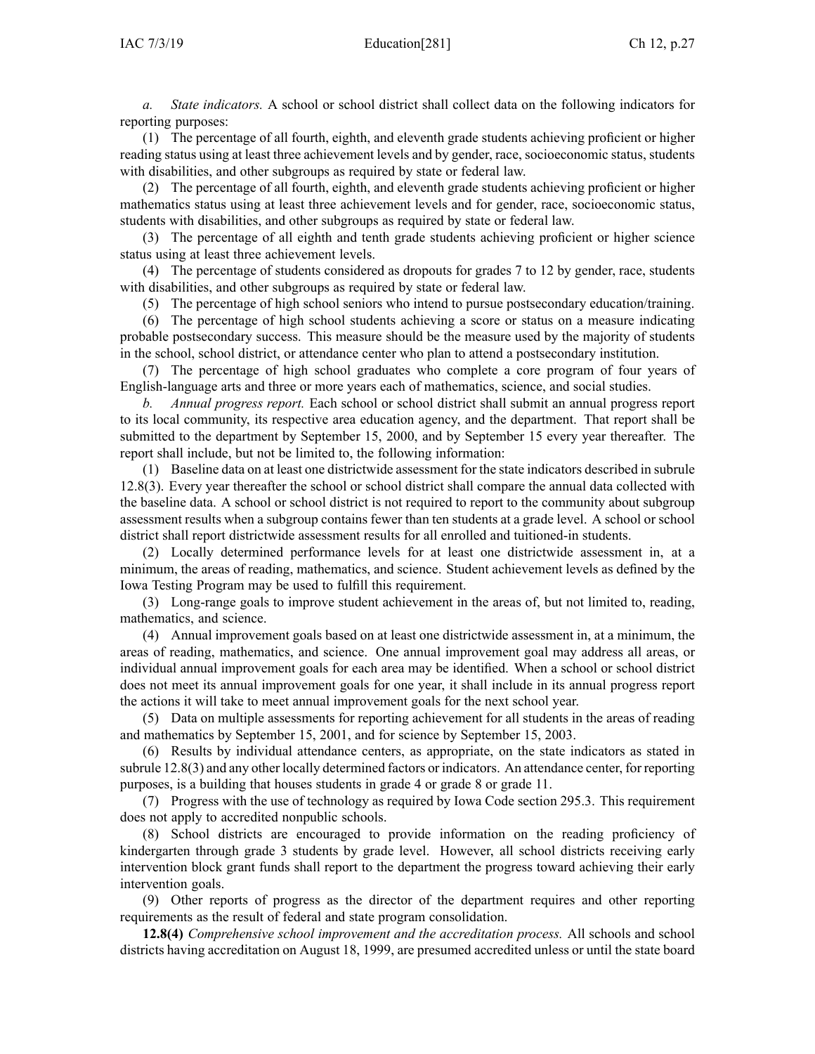*a. State indicators.* A school or school district shall collect data on the following indicators for reporting purposes:

(1) The percentage of all fourth, eighth, and eleventh grade students achieving proficient or higher reading status using at least three achievement levels and by gender, race, socioeconomic status, students with disabilities, and other subgroups as required by state or federal law.

(2) The percentage of all fourth, eighth, and eleventh grade students achieving proficient or higher mathematics status using at least three achievement levels and for gender, race, socioeconomic status, students with disabilities, and other subgroups as required by state or federal law.

(3) The percentage of all eighth and tenth grade students achieving proficient or higher science status using at least three achievement levels.

(4) The percentage of students considered as dropouts for grades 7 to 12 by gender, race, students with disabilities, and other subgroups as required by state or federal law.

(5) The percentage of high school seniors who intend to pursue postsecondary education/training.

(6) The percentage of high school students achieving a score or status on a measure indicating probable postsecondary success. This measure should be the measure used by the majority of students in the school, school district, or attendance center who plan to attend a postsecondary institution.

(7) The percentage of high school graduates who complete a core program of four years of English-language arts and three or more years each of mathematics, science, and social studies.

*b. Annual progress report.* Each school or school district shall submit an annual progress report to its local community, its respective area education agency, and the department. That report shall be submitted to the department by September 15, 2000, and by September 15 every year thereafter. The report shall include, but not be limited to, the following information:

(1) Baseline data on at least one districtwide assessment for the state indicators described in subrule 12.8(3). Every year thereafter the school or school district shall compare the annual data collected with the baseline data. A school or school district is not required to report to the community about subgroup assessment results when a subgroup contains fewer than ten students at a grade level. A school or school district shall report districtwide assessment results for all enrolled and tuitioned-in students.

(2) Locally determined performance levels for at least one districtwide assessment in, at a minimum, the areas of reading, mathematics, and science. Student achievement levels as defined by the Iowa Testing Program may be used to fulfill this requirement.

(3) Long-range goals to improve student achievement in the areas of, but not limited to, reading, mathematics, and science.

(4) Annual improvement goals based on at least one districtwide assessment in, at a minimum, the areas of reading, mathematics, and science. One annual improvement goal may address all areas, or individual annual improvement goals for each area may be identified. When a school or school district does not meet its annual improvement goals for one year, it shall include in its annual progress report the actions it will take to meet annual improvement goals for the next school year.

(5) Data on multiple assessments for reporting achievement for all students in the areas of reading and mathematics by September 15, 2001, and for science by September 15, 2003.

(6) Results by individual attendance centers, as appropriate, on the state indicators as stated in subrule 12.8(3) and any other locally determined factors or indicators. An attendance center, for reporting purposes, is a building that houses students in grade 4 or grade 8 or grade 11.

(7) Progress with the use of technology as required by Iowa Code section 295.3. This requirement does not apply to accredited nonpublic schools.

(8) School districts are encouraged to provide information on the reading proficiency of kindergarten through grade 3 students by grade level. However, all school districts receiving early intervention block grant funds shall report to the department the progress toward achieving their early intervention goals.

(9) Other reports of progress as the director of the department requires and other reporting requirements as the result of federal and state program consolidation.

**12.8(4)** *Comprehensive school improvement and the accreditation process.* All schools and school districts having accreditation on August 18, 1999, are presumed accredited unless or until the state board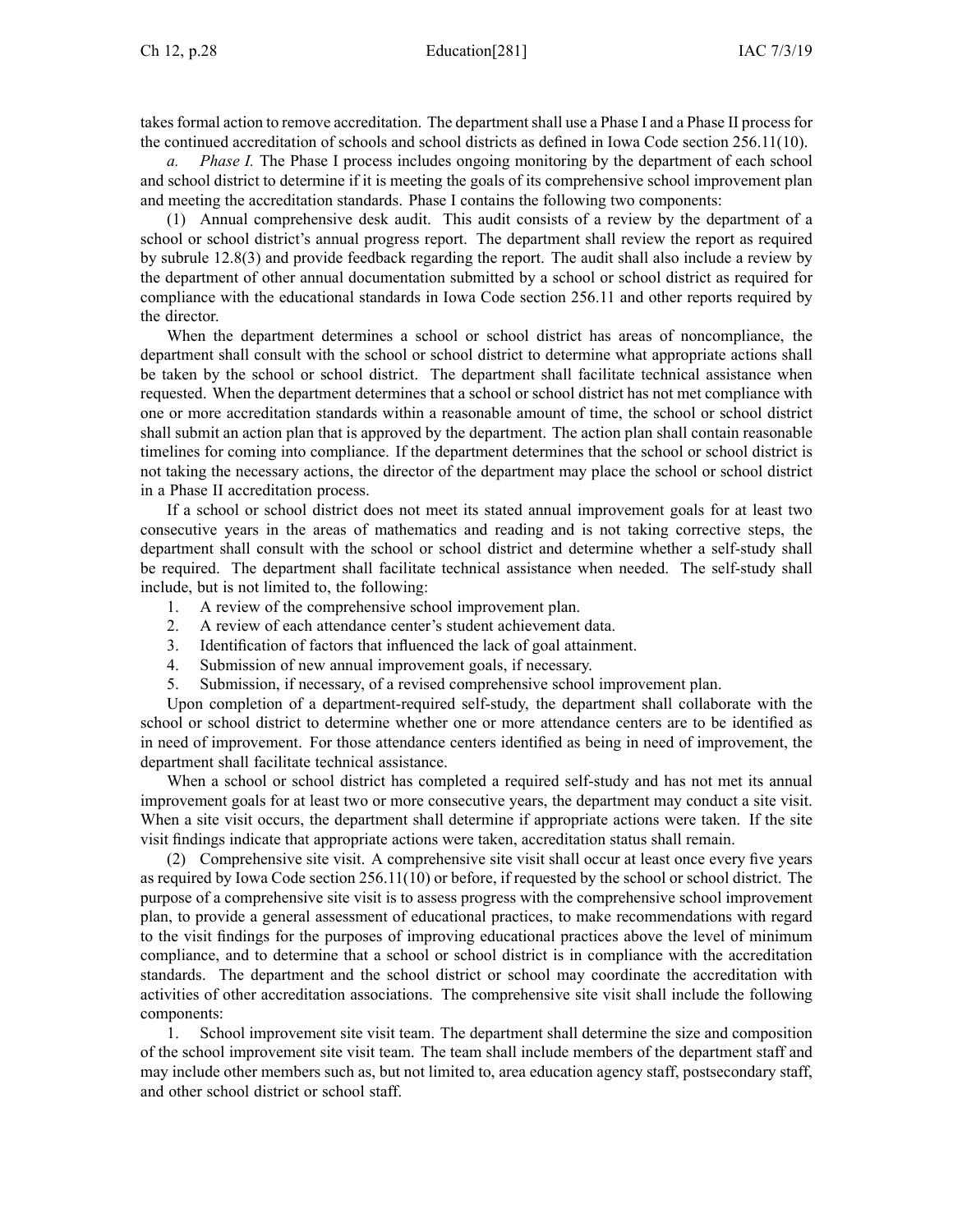takes formal action to remove accreditation. The department shall use a Phase I and a Phase II process for the continued accreditation of schools and school districts as defined in Iowa Code section 256.11(10).

*a. Phase I.* The Phase I process includes ongoing monitoring by the department of each school and school district to determine if it is meeting the goals of its comprehensive school improvement plan and meeting the accreditation standards. Phase I contains the following two components:

(1) Annual comprehensive desk audit. This audit consists of a review by the department of a school or school district's annual progress report. The department shall review the report as required by subrule 12.8(3) and provide feedback regarding the report. The audit shall also include a review by the department of other annual documentation submitted by a school or school district as required for compliance with the educational standards in Iowa Code section 256.11 and other reports required by the director.

When the department determines a school or school district has areas of noncompliance, the department shall consult with the school or school district to determine what appropriate actions shall be taken by the school or school district. The department shall facilitate technical assistance when requested. When the department determines that a school or school district has not met compliance with one or more accreditation standards within a reasonable amount of time, the school or school district shall submit an action plan that is approved by the department. The action plan shall contain reasonable timelines for coming into compliance. If the department determines that the school or school district is not taking the necessary actions, the director of the department may place the school or school district in a Phase II accreditation process.

If a school or school district does not meet its stated annual improvement goals for at least two consecutive years in the areas of mathematics and reading and is not taking corrective steps, the department shall consult with the school or school district and determine whether a self-study shall be required. The department shall facilitate technical assistance when needed. The self-study shall include, but is not limited to, the following:

1. A review of the comprehensive school improvement plan.
2. A review of each attendance center's student achievement data.
3. Identification of factors that influenced the lack of goal attainment.
4. Submission of new annual improvement goals, if necessary.
5. Submission, if necessary, of a revised comprehensive school improvement plan.

Upon completion of a department-required self-study, the department shall collaborate with the school or school district to determine whether one or more attendance centers are to be identified as in need of improvement. For those attendance centers identified as being in need of improvement, the department shall facilitate technical assistance.

When a school or school district has completed a required self-study and has not met its annual improvement goals for at least two or more consecutive years, the department may conduct a site visit. When a site visit occurs, the department shall determine if appropriate actions were taken. If the site visit findings indicate that appropriate actions were taken, accreditation status shall remain.

(2) Comprehensive site visit. A comprehensive site visit shall occur at least once every five years as required by Iowa Code section 256.11(10) or before, if requested by the school or school district. The purpose of a comprehensive site visit is to assess progress with the comprehensive school improvement plan, to provide a general assessment of educational practices, to make recommendations with regard to the visit findings for the purposes of improving educational practices above the level of minimum compliance, and to determine that a school or school district is in compliance with the accreditation standards. The department and the school district or school may coordinate the accreditation with activities of other accreditation associations. The comprehensive site visit shall include the following components:

1. School improvement site visit team. The department shall determine the size and composition of the school improvement site visit team. The team shall include members of the department staff and may include other members such as, but not limited to, area education agency staff, postsecondary staff, and other school district or school staff.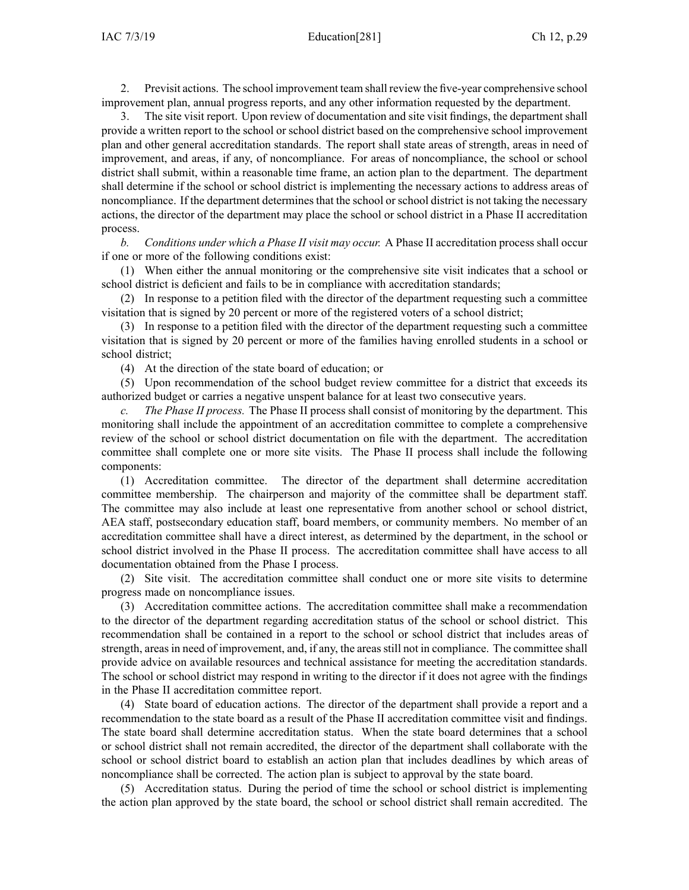2. Previsit actions. The school improvement team shall review the five-year comprehensive school improvement plan, annual progress reports, and any other information requested by the department.

3. The site visit report. Upon review of documentation and site visit findings, the department shall provide a written report to the school or school district based on the comprehensive school improvement plan and other general accreditation standards. The report shall state areas of strength, areas in need of improvement, and areas, if any, of noncompliance. For areas of noncompliance, the school or school district shall submit, within a reasonable time frame, an action plan to the department. The department shall determine if the school or school district is implementing the necessary actions to address areas of noncompliance. If the department determines that the school or school district is not taking the necessary actions, the director of the department may place the school or school district in a Phase II accreditation process.

*b. Conditions under which a Phase II visit may occur.* A Phase II accreditation process shall occur if one or more of the following conditions exist:

(1) When either the annual monitoring or the comprehensive site visit indicates that a school or school district is deficient and fails to be in compliance with accreditation standards;

(2) In response to a petition filed with the director of the department requesting such a committee visitation that is signed by 20 percent or more of the registered voters of a school district;

(3) In response to a petition filed with the director of the department requesting such a committee visitation that is signed by 20 percent or more of the families having enrolled students in a school or school district;

(4) At the direction of the state board of education; or

(5) Upon recommendation of the school budget review committee for a district that exceeds its authorized budget or carries a negative unspent balance for at least two consecutive years.

*c. The Phase II process.* The Phase II process shall consist of monitoring by the department. This monitoring shall include the appointment of an accreditation committee to complete a comprehensive review of the school or school district documentation on file with the department. The accreditation committee shall complete one or more site visits. The Phase II process shall include the following components:

(1) Accreditation committee. The director of the department shall determine accreditation committee membership. The chairperson and majority of the committee shall be department staff. The committee may also include at least one representative from another school or school district, AEA staff, postsecondary education staff, board members, or community members. No member of an accreditation committee shall have a direct interest, as determined by the department, in the school or school district involved in the Phase II process. The accreditation committee shall have access to all documentation obtained from the Phase I process.

(2) Site visit. The accreditation committee shall conduct one or more site visits to determine progress made on noncompliance issues.

(3) Accreditation committee actions. The accreditation committee shall make a recommendation to the director of the department regarding accreditation status of the school or school district. This recommendation shall be contained in a report to the school or school district that includes areas of strength, areas in need of improvement, and, if any, the areas still not in compliance. The committee shall provide advice on available resources and technical assistance for meeting the accreditation standards. The school or school district may respond in writing to the director if it does not agree with the findings in the Phase II accreditation committee report.

(4) State board of education actions. The director of the department shall provide a report and a recommendation to the state board as a result of the Phase II accreditation committee visit and findings. The state board shall determine accreditation status. When the state board determines that a school or school district shall not remain accredited, the director of the department shall collaborate with the school or school district board to establish an action plan that includes deadlines by which areas of noncompliance shall be corrected. The action plan is subject to approval by the state board.

(5) Accreditation status. During the period of time the school or school district is implementing the action plan approved by the state board, the school or school district shall remain accredited. The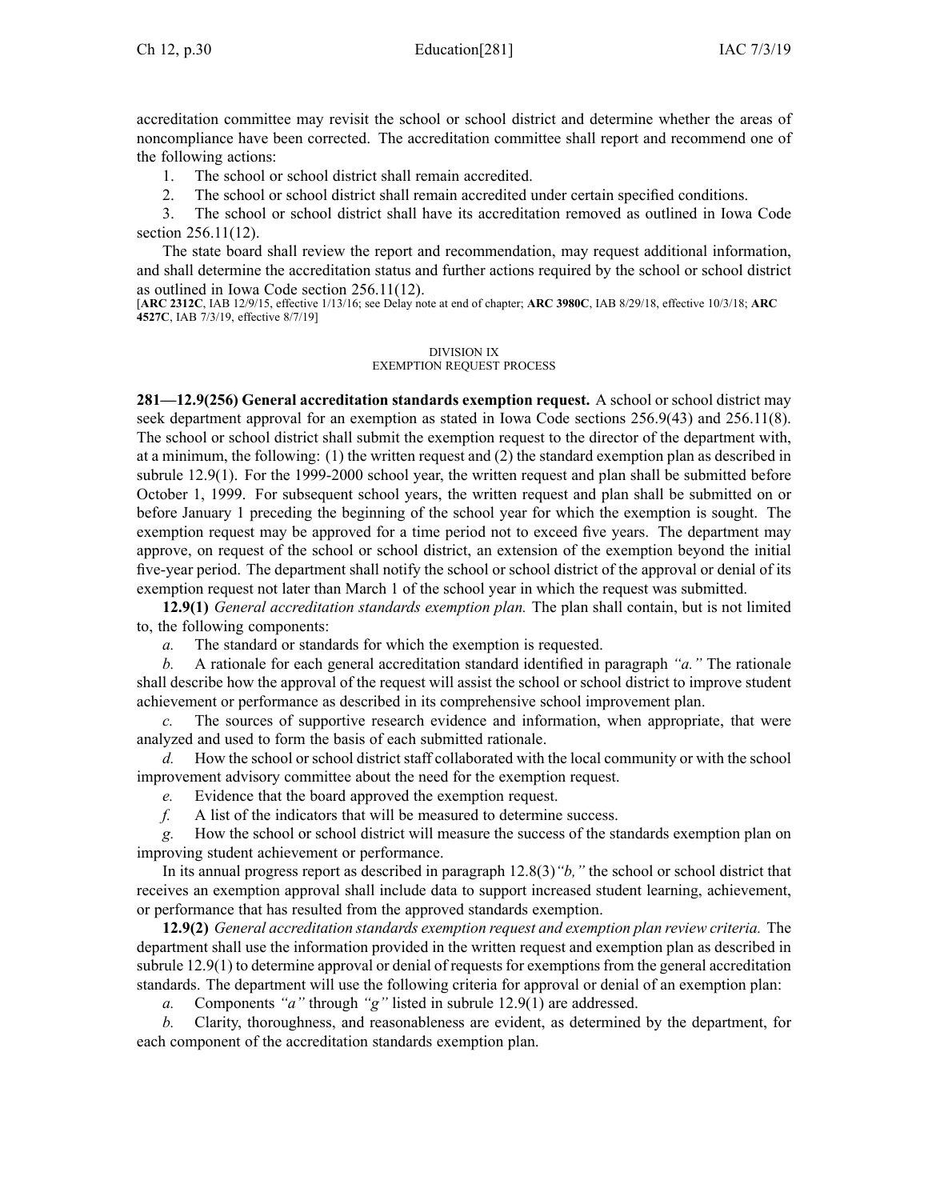accreditation committee may revisit the school or school district and determine whether the areas of noncompliance have been corrected. The accreditation committee shall report and recommend one of the following actions:

1. The school or school district shall remain accredited.
2. The school or school district shall remain accredited under certain specified conditions.
3. The school or school district shall have its accreditation removed as outlined in Iowa Code section 256.11(12).

The state board shall review the report and recommendation, may request additional information, and shall determine the accreditation status and further actions required by the school or school district as outlined in Iowa Code section 256.11(12).

[**ARC 2312C**, IAB 12/9/15, effective 1/13/16; see Delay note at end of chapter; **ARC 3980C**, IAB 8/29/18, effective 10/3/18; **ARC 4527C**, IAB 7/3/19, effective 8/7/19]

DIVISION IX
EXEMPTION REQUEST PROCESS

**281—12.9(256) General accreditation standards exemption request.** A school or school district may seek department approval for an exemption as stated in Iowa Code sections 256.9(43) and 256.11(8). The school or school district shall submit the exemption request to the director of the department with, at a minimum, the following: (1) the written request and (2) the standard exemption plan as described in subrule 12.9(1). For the 1999-2000 school year, the written request and plan shall be submitted before October 1, 1999. For subsequent school years, the written request and plan shall be submitted on or before January 1 preceding the beginning of the school year for which the exemption is sought. The exemption request may be approved for a time period not to exceed five years. The department may approve, on request of the school or school district, an extension of the exemption beyond the initial five-year period. The department shall notify the school or school district of the approval or denial of its exemption request not later than March 1 of the school year in which the request was submitted.

**12.9(1)** *General accreditation standards exemption plan.* The plan shall contain, but is not limited to, the following components:

*a.* The standard or standards for which the exemption is requested.

*b.* A rationale for each general accreditation standard identified in paragraph *"a."* The rationale shall describe how the approval of the request will assist the school or school district to improve student achievement or performance as described in its comprehensive school improvement plan.

*c.* The sources of supportive research evidence and information, when appropriate, that were analyzed and used to form the basis of each submitted rationale.

*d.* How the school or school district staff collaborated with the local community or with the school improvement advisory committee about the need for the exemption request.

*e.* Evidence that the board approved the exemption request.

*f.* A list of the indicators that will be measured to determine success.

*g.* How the school or school district will measure the success of the standards exemption plan on improving student achievement or performance.

In its annual progress report as described in paragraph 12.8(3)*"b,"* the school or school district that receives an exemption approval shall include data to support increased student learning, achievement, or performance that has resulted from the approved standards exemption.

**12.9(2)** *General accreditation standards exemption request and exemption plan review criteria.* The department shall use the information provided in the written request and exemption plan as described in subrule 12.9(1) to determine approval or denial of requests for exemptions from the general accreditation standards. The department will use the following criteria for approval or denial of an exemption plan:

*a.* Components *"a"* through *"g"* listed in subrule 12.9(1) are addressed.

*b.* Clarity, thoroughness, and reasonableness are evident, as determined by the department, for each component of the accreditation standards exemption plan.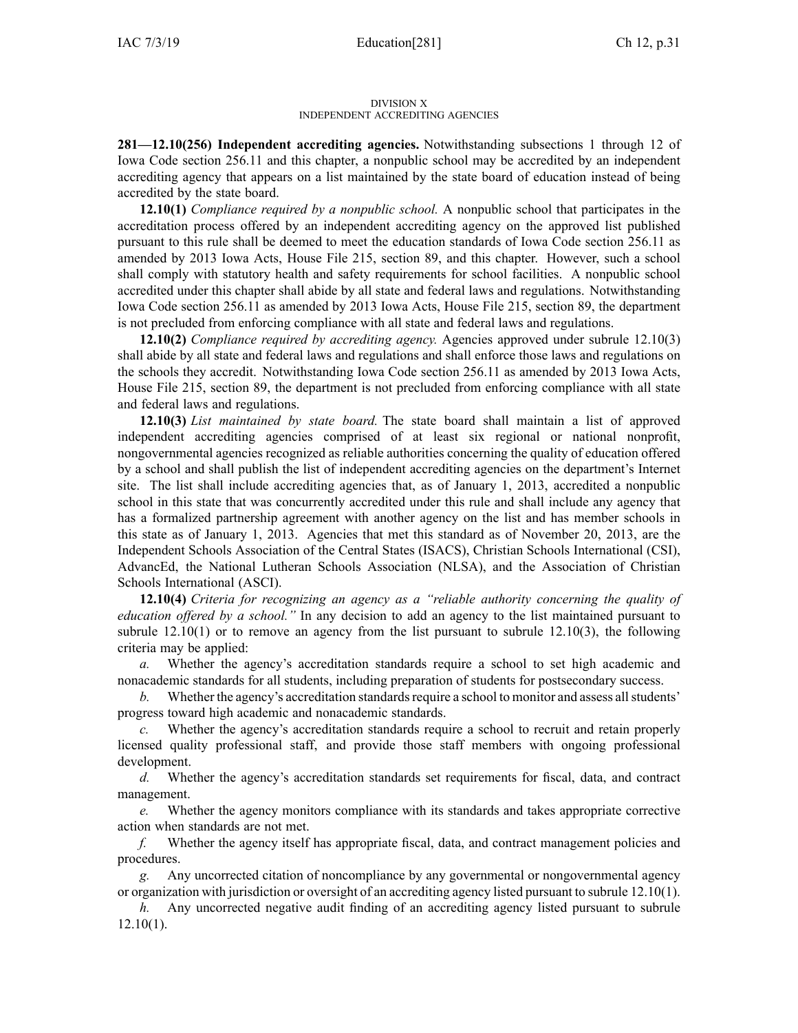DIVISION X
INDEPENDENT ACCREDITING AGENCIES

**281—12.10(256) Independent accrediting agencies.** Notwithstanding subsections 1 through 12 of Iowa Code section 256.11 and this chapter, a nonpublic school may be accredited by an independent accrediting agency that appears on a list maintained by the state board of education instead of being accredited by the state board.

**12.10(1)** *Compliance required by a nonpublic school.* A nonpublic school that participates in the accreditation process offered by an independent accrediting agency on the approved list published pursuant to this rule shall be deemed to meet the education standards of Iowa Code section 256.11 as amended by 2013 Iowa Acts, House File 215, section 89, and this chapter. However, such a school shall comply with statutory health and safety requirements for school facilities. A nonpublic school accredited under this chapter shall abide by all state and federal laws and regulations. Notwithstanding Iowa Code section 256.11 as amended by 2013 Iowa Acts, House File 215, section 89, the department is not precluded from enforcing compliance with all state and federal laws and regulations.

**12.10(2)** *Compliance required by accrediting agency.* Agencies approved under subrule 12.10(3) shall abide by all state and federal laws and regulations and shall enforce those laws and regulations on the schools they accredit. Notwithstanding Iowa Code section 256.11 as amended by 2013 Iowa Acts, House File 215, section 89, the department is not precluded from enforcing compliance with all state and federal laws and regulations.

**12.10(3)** *List maintained by state board.* The state board shall maintain a list of approved independent accrediting agencies comprised of at least six regional or national nonprofit, nongovernmental agencies recognized as reliable authorities concerning the quality of education offered by a school and shall publish the list of independent accrediting agencies on the department's Internet site. The list shall include accrediting agencies that, as of January 1, 2013, accredited a nonpublic school in this state that was concurrently accredited under this rule and shall include any agency that has a formalized partnership agreement with another agency on the list and has member schools in this state as of January 1, 2013. Agencies that met this standard as of November 20, 2013, are the Independent Schools Association of the Central States (ISACS), Christian Schools International (CSI), AdvancEd, the National Lutheran Schools Association (NLSA), and the Association of Christian Schools International (ASCI).

**12.10(4)** *Criteria for recognizing an agency as a "reliable authority concerning the quality of education offered by a school."* In any decision to add an agency to the list maintained pursuant to subrule 12.10(1) or to remove an agency from the list pursuant to subrule 12.10(3), the following criteria may be applied:

*a.* Whether the agency's accreditation standards require a school to set high academic and nonacademic standards for all students, including preparation of students for postsecondary success.

*b.* Whether the agency's accreditation standards require a school to monitor and assess all students' progress toward high academic and nonacademic standards.

*c.* Whether the agency's accreditation standards require a school to recruit and retain properly licensed quality professional staff, and provide those staff members with ongoing professional development.

*d.* Whether the agency's accreditation standards set requirements for fiscal, data, and contract management.

*e.* Whether the agency monitors compliance with its standards and takes appropriate corrective action when standards are not met.

*f.* Whether the agency itself has appropriate fiscal, data, and contract management policies and procedures.

*g.* Any uncorrected citation of noncompliance by any governmental or nongovernmental agency or organization with jurisdiction or oversight of an accrediting agency listed pursuant to subrule 12.10(1).

*h.* Any uncorrected negative audit finding of an accrediting agency listed pursuant to subrule 12.10(1).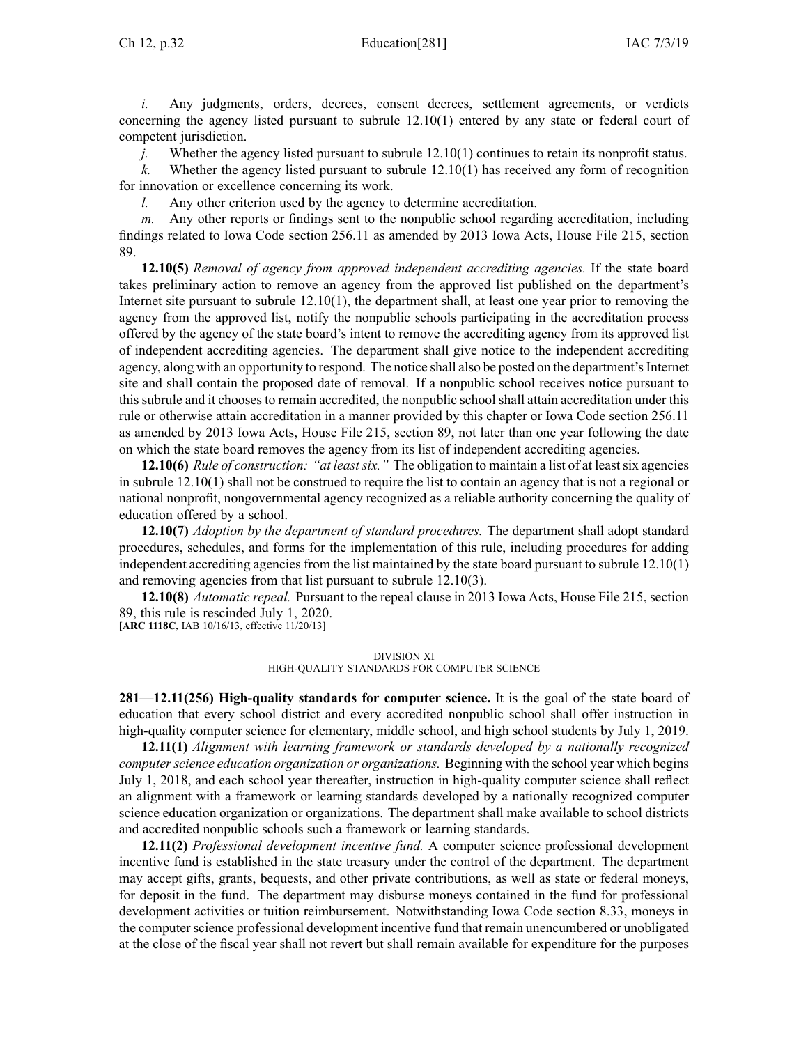*i.* Any judgments, orders, decrees, consent decrees, settlement agreements, or verdicts concerning the agency listed pursuant to subrule 12.10(1) entered by any state or federal court of competent jurisdiction.

*j.* Whether the agency listed pursuant to subrule 12.10(1) continues to retain its nonprofit status.

*k.* Whether the agency listed pursuant to subrule 12.10(1) has received any form of recognition for innovation or excellence concerning its work.

*l.* Any other criterion used by the agency to determine accreditation.

*m.* Any other reports or findings sent to the nonpublic school regarding accreditation, including findings related to Iowa Code section 256.11 as amended by 2013 Iowa Acts, House File 215, section 89.

**12.10(5)** *Removal of agency from approved independent accrediting agencies.* If the state board takes preliminary action to remove an agency from the approved list published on the department's Internet site pursuant to subrule 12.10(1), the department shall, at least one year prior to removing the agency from the approved list, notify the nonpublic schools participating in the accreditation process offered by the agency of the state board's intent to remove the accrediting agency from its approved list of independent accrediting agencies. The department shall give notice to the independent accrediting agency, along with an opportunity to respond. The notice shall also be posted on the department's Internet site and shall contain the proposed date of removal. If a nonpublic school receives notice pursuant to this subrule and it chooses to remain accredited, the nonpublic school shall attain accreditation under this rule or otherwise attain accreditation in a manner provided by this chapter or Iowa Code section 256.11 as amended by 2013 Iowa Acts, House File 215, section 89, not later than one year following the date on which the state board removes the agency from its list of independent accrediting agencies.

**12.10(6)** *Rule of construction: "at least six."* The obligation to maintain a list of at least six agencies in subrule 12.10(1) shall not be construed to require the list to contain an agency that is not a regional or national nonprofit, nongovernmental agency recognized as a reliable authority concerning the quality of education offered by a school.

**12.10(7)** *Adoption by the department of standard procedures.* The department shall adopt standard procedures, schedules, and forms for the implementation of this rule, including procedures for adding independent accrediting agencies from the list maintained by the state board pursuant to subrule 12.10(1) and removing agencies from that list pursuant to subrule 12.10(3).

**12.10(8)** *Automatic repeal.* Pursuant to the repeal clause in 2013 Iowa Acts, House File 215, section 89, this rule is rescinded July 1, 2020.

[**ARC 1118C**, IAB 10/16/13, effective 11/20/13]

## DIVISION XI
## HIGH-QUALITY STANDARDS FOR COMPUTER SCIENCE

**281—12.11(256) High-quality standards for computer science.** It is the goal of the state board of education that every school district and every accredited nonpublic school shall offer instruction in high-quality computer science for elementary, middle school, and high school students by July 1, 2019.

**12.11(1)** *Alignment with learning framework or standards developed by a nationally recognized computer science education organization or organizations.* Beginning with the school year which begins July 1, 2018, and each school year thereafter, instruction in high-quality computer science shall reflect an alignment with a framework or learning standards developed by a nationally recognized computer science education organization or organizations. The department shall make available to school districts and accredited nonpublic schools such a framework or learning standards.

**12.11(2)** *Professional development incentive fund.* A computer science professional development incentive fund is established in the state treasury under the control of the department. The department may accept gifts, grants, bequests, and other private contributions, as well as state or federal moneys, for deposit in the fund. The department may disburse moneys contained in the fund for professional development activities or tuition reimbursement. Notwithstanding Iowa Code section 8.33, moneys in the computer science professional development incentive fund that remain unencumbered or unobligated at the close of the fiscal year shall not revert but shall remain available for expenditure for the purposes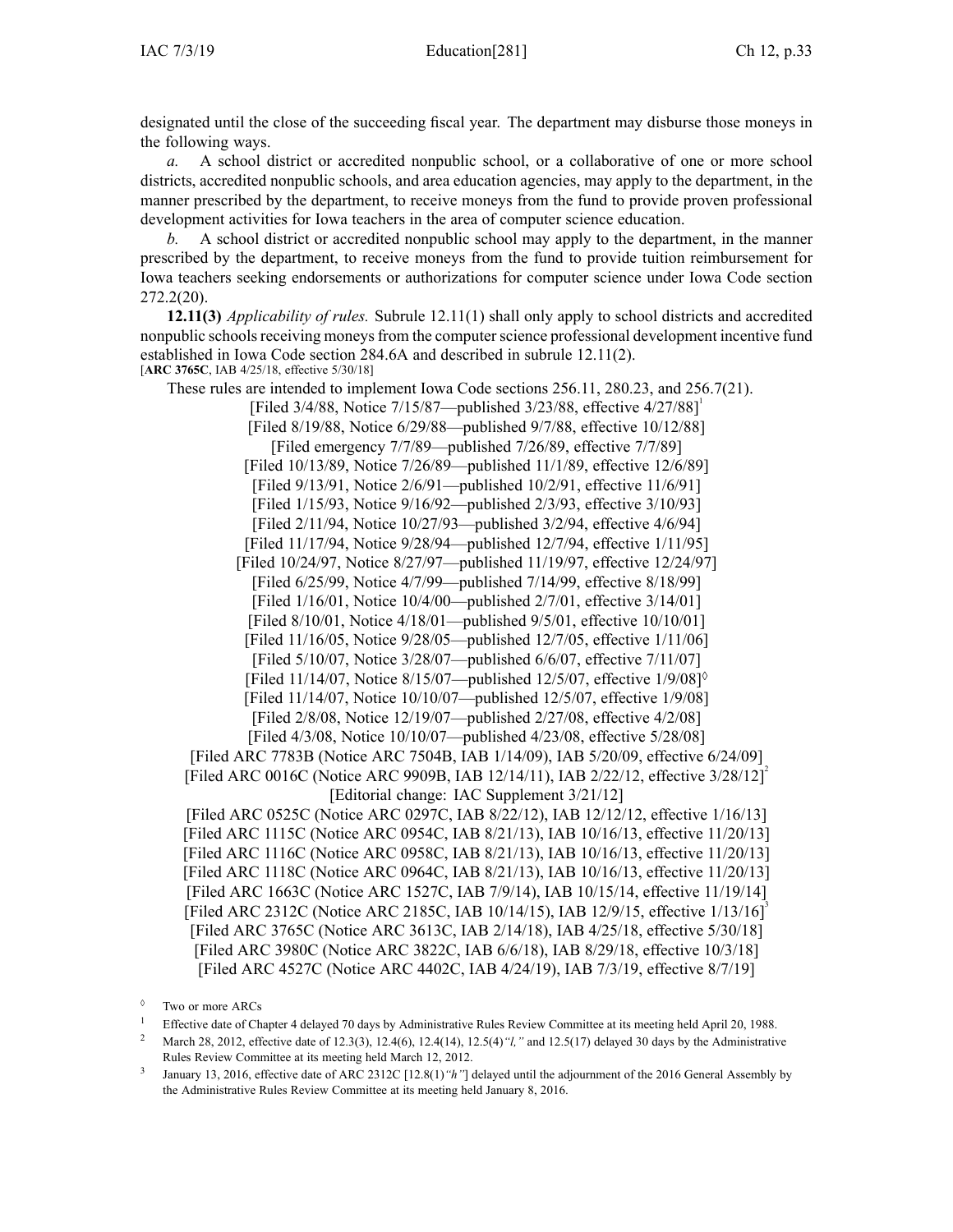designated until the close of the succeeding fiscal year. The department may disburse those moneys in the following ways.

*a.* A school district or accredited nonpublic school, or a collaborative of one or more school districts, accredited nonpublic schools, and area education agencies, may apply to the department, in the manner prescribed by the department, to receive moneys from the fund to provide proven professional development activities for Iowa teachers in the area of computer science education.

*b.* A school district or accredited nonpublic school may apply to the department, in the manner prescribed by the department, to receive moneys from the fund to provide tuition reimbursement for Iowa teachers seeking endorsements or authorizations for computer science under Iowa Code section 272.2(20).

**12.11(3)** *Applicability of rules.* Subrule 12.11(1) shall only apply to school districts and accredited nonpublic schools receiving moneys from the computer science professional development incentive fund established in Iowa Code section 284.6A and described in subrule 12.11(2).
[**ARC 3765C**, IAB 4/25/18, effective 5/30/18]

These rules are intended to implement Iowa Code sections 256.11, 280.23, and 256.7(21).

[Filed 3/4/88, Notice 7/15/87—published 3/23/88, effective 4/27/88][1]
[Filed 8/19/88, Notice 6/29/88—published 9/7/88, effective 10/12/88]
[Filed emergency 7/7/89—published 7/26/89, effective 7/7/89]
[Filed 10/13/89, Notice 7/26/89—published 11/1/89, effective 12/6/89]
[Filed 9/13/91, Notice 2/6/91—published 10/2/91, effective 11/6/91]
[Filed 1/15/93, Notice 9/16/92—published 2/3/93, effective 3/10/93]
[Filed 2/11/94, Notice 10/27/93—published 3/2/94, effective 4/6/94]
[Filed 11/17/94, Notice 9/28/94—published 12/7/94, effective 1/11/95]
[Filed 10/24/97, Notice 8/27/97—published 11/19/97, effective 12/24/97]
[Filed 6/25/99, Notice 4/7/99—published 7/14/99, effective 8/18/99]
[Filed 1/16/01, Notice 10/4/00—published 2/7/01, effective 3/14/01]
[Filed 8/10/01, Notice 4/18/01—published 9/5/01, effective 10/10/01]
[Filed 11/16/05, Notice 9/28/05—published 12/7/05, effective 1/11/06]
[Filed 5/10/07, Notice 3/28/07—published 6/6/07, effective 7/11/07]
[Filed 11/14/07, Notice 8/15/07—published 12/5/07, effective 1/9/08][◊]
[Filed 11/14/07, Notice 10/10/07—published 12/5/07, effective 1/9/08]
[Filed 2/8/08, Notice 12/19/07—published 2/27/08, effective 4/2/08]
[Filed 4/3/08, Notice 10/10/07—published 4/23/08, effective 5/28/08]
[Filed ARC 7783B (Notice ARC 7504B, IAB 1/14/09), IAB 5/20/09, effective 6/24/09]
[Filed ARC 0016C (Notice ARC 9909B, IAB 12/14/11), IAB 2/22/12, effective 3/28/12][2]
[Editorial change: IAC Supplement 3/21/12]
[Filed ARC 0525C (Notice ARC 0297C, IAB 8/22/12), IAB 12/12/12, effective 1/16/13]
[Filed ARC 1115C (Notice ARC 0954C, IAB 8/21/13), IAB 10/16/13, effective 11/20/13]
[Filed ARC 1116C (Notice ARC 0958C, IAB 8/21/13), IAB 10/16/13, effective 11/20/13]
[Filed ARC 1118C (Notice ARC 0964C, IAB 8/21/13), IAB 10/16/13, effective 11/20/13]
[Filed ARC 1663C (Notice ARC 1527C, IAB 7/9/14), IAB 10/15/14, effective 11/19/14]
[Filed ARC 2312C (Notice ARC 2185C, IAB 10/14/15), IAB 12/9/15, effective 1/13/16][3]
[Filed ARC 3765C (Notice ARC 3613C, IAB 2/14/18), IAB 4/25/18, effective 5/30/18]
[Filed ARC 3980C (Notice ARC 3822C, IAB 6/6/18), IAB 8/29/18, effective 10/3/18]
[Filed ARC 4527C (Notice ARC 4402C, IAB 4/24/19), IAB 7/3/19, effective 8/7/19]

◊ Two or more ARCs

1 Effective date of Chapter 4 delayed 70 days by Administrative Rules Review Committee at its meeting held April 20, 1988.

2 March 28, 2012, effective date of 12.3(3), 12.4(6), 12.4(14), 12.5(4)*"l,"* and 12.5(17) delayed 30 days by the Administrative Rules Review Committee at its meeting held March 12, 2012.

3 January 13, 2016, effective date of ARC 2312C [12.8(1)*"h"*] delayed until the adjournment of the 2016 General Assembly by the Administrative Rules Review Committee at its meeting held January 8, 2016.